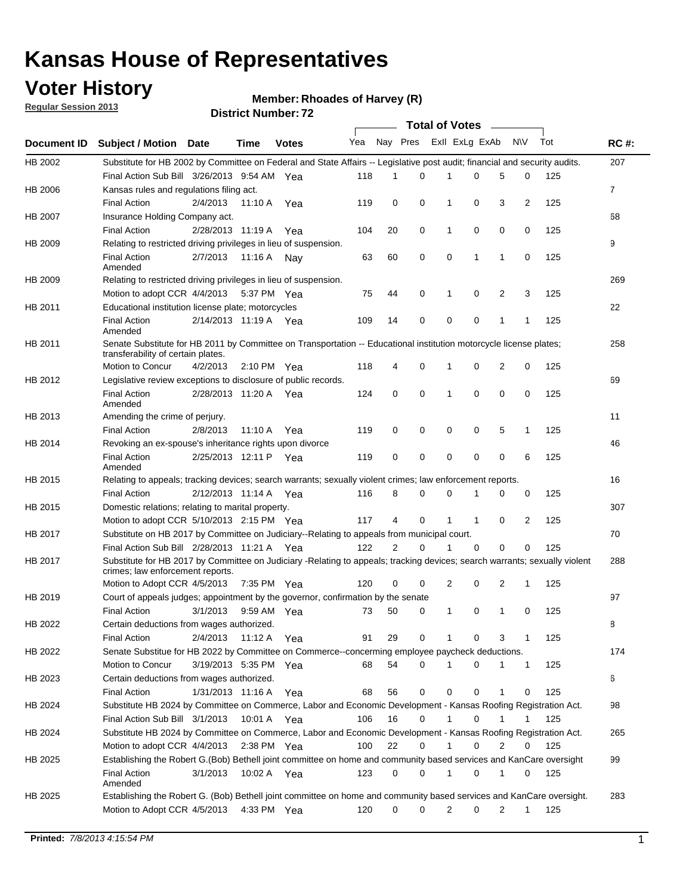# Kansas House of Representatives

## Voter History

**Regular Session 2013**

**Member: Rhoades of Harvey (R)**

**District Number: 72**

| Document ID | Subject / Motion | Date | Time | Votes | Yea | Nay | Pres | ExII | ExLg | ExAb | N\V | Tot | RC #: |
|---|---|---|---|---|---|---|---|---|---|---|---|---|---|
| HB 2002 | Substitute for HB 2002 by Committee on Federal and State Affairs -- Legislative post audit; financial and security audits. | | | | | | | | | | | | 207 |
| | Final Action Sub Bill | 3/26/2013 | 9:54 AM | Yea | 118 | 1 | 0 | 1 | 0 | 5 | 0 | 125 | |
| HB 2006 | Kansas rules and regulations filing act. | | | | | | | | | | | | 7 |
| | Final Action | 2/4/2013 | 11:10 A | Yea | 119 | 0 | 0 | 1 | 0 | 3 | 2 | 125 | |
| HB 2007 | Insurance Holding Company act. | | | | | | | | | | | | 68 |
| | Final Action | 2/28/2013 | 11:19 A | Yea | 104 | 20 | 0 | 1 | 0 | 0 | 0 | 125 | |
| HB 2009 | Relating to restricted driving privileges in lieu of suspension. | | | | | | | | | | | | 9 |
| | Final Action Amended | 2/7/2013 | 11:16 A | Nay | 63 | 60 | 0 | 0 | 1 | 1 | 0 | 125 | |
| HB 2009 | Relating to restricted driving privileges in lieu of suspension. | | | | | | | | | | | | 269 |
| | Motion to adopt CCR | 4/4/2013 | 5:37 PM | Yea | 75 | 44 | 0 | 1 | 0 | 2 | 3 | 125 | |
| HB 2011 | Educational institution license plate; motorcycles | | | | | | | | | | | | 22 |
| | Final Action Amended | 2/14/2013 | 11:19 A | Yea | 109 | 14 | 0 | 0 | 0 | 1 | 1 | 125 | |
| HB 2011 | Senate Substitute for HB 2011 by Committee on Transportation -- Educational institution motorcycle license plates; transferability of certain plates. | | | | | | | | | | | | 258 |
| | Motion to Concur | 4/2/2013 | 2:10 PM | Yea | 118 | 4 | 0 | 1 | 0 | 2 | 0 | 125 | |
| HB 2012 | Legislative review exceptions to disclosure of public records. | | | | | | | | | | | | 69 |
| | Final Action Amended | 2/28/2013 | 11:20 A | Yea | 124 | 0 | 0 | 1 | 0 | 0 | 0 | 125 | |
| HB 2013 | Amending the crime of perjury. | | | | | | | | | | | | 11 |
| | Final Action | 2/8/2013 | 11:10 A | Yea | 119 | 0 | 0 | 0 | 0 | 5 | 1 | 125 | |
| HB 2014 | Revoking an ex-spouse's inheritance rights upon divorce | | | | | | | | | | | | 46 |
| | Final Action Amended | 2/25/2013 | 12:11 P | Yea | 119 | 0 | 0 | 0 | 0 | 0 | 6 | 125 | |
| HB 2015 | Relating to appeals; tracking devices; search warrants; sexually violent crimes; law enforcement reports. | | | | | | | | | | | | 16 |
| | Final Action | 2/12/2013 | 11:14 A | Yea | 116 | 8 | 0 | 0 | 1 | 0 | 0 | 125 | |
| HB 2015 | Domestic relations; relating to marital property. | | | | | | | | | | | | 307 |
| | Motion to adopt CCR | 5/10/2013 | 2:15 PM | Yea | 117 | 4 | 0 | 1 | 1 | 0 | 2 | 125 | |
| HB 2017 | Substitute on HB 2017 by Committee on Judiciary--Relating to appeals from municipal court. | | | | | | | | | | | | 70 |
| | Final Action Sub Bill | 2/28/2013 | 11:21 A | Yea | 122 | 2 | 0 | 1 | 0 | 0 | 0 | 125 | |
| HB 2017 | Substitute for HB 2017 by Committee on Judiciary -Relating to appeals; tracking devices; search warrants; sexually violent crimes; law enforcement reports. | | | | | | | | | | | | 288 |
| | Motion to Adopt CCR | 4/5/2013 | 7:35 PM | Yea | 120 | 0 | 0 | 2 | 0 | 2 | 1 | 125 | |
| HB 2019 | Court of appeals judges; appointment by the governor, confirmation by the senate | | | | | | | | | | | | 97 |
| | Final Action | 3/1/2013 | 9:59 AM | Yea | 73 | 50 | 0 | 1 | 0 | 1 | 0 | 125 | |
| HB 2022 | Certain deductions from wages authorized. | | | | | | | | | | | | 8 |
| | Final Action | 2/4/2013 | 11:12 A | Yea | 91 | 29 | 0 | 1 | 0 | 3 | 1 | 125 | |
| HB 2022 | Senate Substitue for HB 2022 by Committee on Commerce--concerning employee paycheck deductions. | | | | | | | | | | | | 174 |
| | Motion to Concur | 3/19/2013 | 5:35 PM | Yea | 68 | 54 | 0 | 1 | 0 | 1 | 1 | 125 | |
| HB 2023 | Certain deductions from wages authorized. | | | | | | | | | | | | 6 |
| | Final Action | 1/31/2013 | 11:16 A | Yea | 68 | 56 | 0 | 0 | 0 | 1 | 0 | 125 | |
| HB 2024 | Substitute HB 2024 by Committee on Commerce, Labor and Economic Development - Kansas Roofing Registration Act. | | | | | | | | | | | | 98 |
| | Final Action Sub Bill | 3/1/2013 | 10:01 A | Yea | 106 | 16 | 0 | 1 | 0 | 1 | 1 | 125 | |
| HB 2024 | Substitute HB 2024 by Committee on Commerce, Labor and Economic Development - Kansas Roofing Registration Act. | | | | | | | | | | | | 265 |
| | Motion to adopt CCR | 4/4/2013 | 2:38 PM | Yea | 100 | 22 | 0 | 1 | 0 | 2 | 0 | 125 | |
| HB 2025 | Establishing the Robert G.(Bob) Bethell joint committee on home and community based services and KanCare oversight | | | | | | | | | | | | 99 |
| | Final Action Amended | 3/1/2013 | 10:02 A | Yea | 123 | 0 | 0 | 1 | 0 | 1 | 0 | 125 | |
| HB 2025 | Establishing the Robert G. (Bob) Bethell joint committee on home and community based services and KanCare oversight. | | | | | | | | | | | | 283 |
| | Motion to Adopt CCR | 4/5/2013 | 4:33 PM | Yea | 120 | 0 | 0 | 2 | 0 | 2 | 1 | 125 | |

**Printed:** *7/8/2013 4:15:54 PM*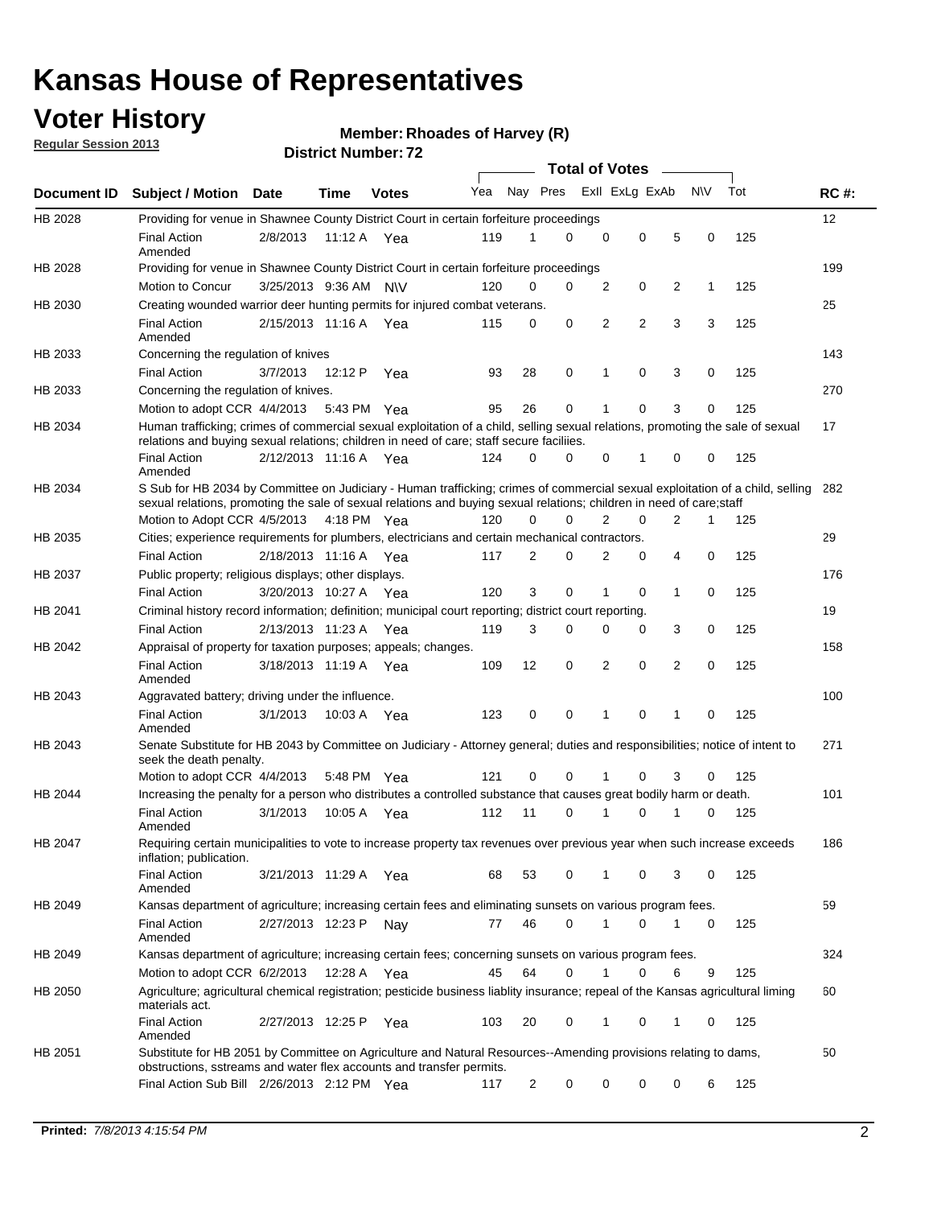# Kansas House of Representatives

## Voter History

**Regular Session 2013**

**Member: Rhoades of Harvey (R)**

**District Number: 72**

| Document ID | Subject / Motion | Date | Time | Votes | Yea | Nay | Pres | ExII | ExLg | ExAb | N\V | Tot | RC #: |
|---|---|---|---|---|---|---|---|---|---|---|---|---|---|
| HB 2028 | Providing for venue in Shawnee County District Court in certain forfeiture proceedings | | | | | | | | | | | | 12 |
| | Final Action Amended | 2/8/2013 | 11:12 A | Yea | 119 | 1 | 0 | 0 | 0 | 5 | 0 | 125 | |
| HB 2028 | Providing for venue in Shawnee County District Court in certain forfeiture proceedings | | | | | | | | | | | | 199 |
| | Motion to Concur | 3/25/2013 | 9:36 AM | N\V | 120 | 0 | 0 | 2 | 0 | 2 | 1 | 125 | |
| HB 2030 | Creating wounded warrior deer hunting permits for injured combat veterans. | | | | | | | | | | | | 25 |
| | Final Action Amended | 2/15/2013 | 11:16 A | Yea | 115 | 0 | 0 | 2 | 2 | 3 | 3 | 125 | |
| HB 2033 | Concerning the regulation of knives | | | | | | | | | | | | 143 |
| | Final Action | 3/7/2013 | 12:12 P | Yea | 93 | 28 | 0 | 1 | 0 | 3 | 0 | 125 | |
| HB 2033 | Concerning the regulation of knives. | | | | | | | | | | | | 270 |
| | Motion to adopt CCR | 4/4/2013 | 5:43 PM | Yea | 95 | 26 | 0 | 1 | 0 | 3 | 0 | 125 | |
| HB 2034 | Human trafficking; crimes of commercial sexual exploitation of a child, selling sexual relations, promoting the sale of sexual relations and buying sexual relations; children in need of care; staff secure faciliies. | | | | | | | | | | | | 17 |
| | Final Action Amended | 2/12/2013 | 11:16 A | Yea | 124 | 0 | 0 | 0 | 1 | 0 | 0 | 125 | |
| HB 2034 | S Sub for HB 2034 by Committee on Judiciary - Human trafficking; crimes of commercial sexual exploitation of a child, selling sexual relations, promoting the sale of sexual relations and buying sexual relations; children in need of care;staff | | | | | | | | | | | | 282 |
| | Motion to Adopt CCR | 4/5/2013 | 4:18 PM | Yea | 120 | 0 | 0 | 2 | 0 | 2 | 1 | 125 | |
| HB 2035 | Cities; experience requirements for plumbers, electricians and certain mechanical contractors. | | | | | | | | | | | | 29 |
| | Final Action | 2/18/2013 | 11:16 A | Yea | 117 | 2 | 0 | 2 | 0 | 4 | 0 | 125 | |
| HB 2037 | Public property; religious displays; other displays. | | | | | | | | | | | | 176 |
| | Final Action | 3/20/2013 | 10:27 A | Yea | 120 | 3 | 0 | 1 | 0 | 1 | 0 | 125 | |
| HB 2041 | Criminal history record information; definition; municipal court reporting; district court reporting. | | | | | | | | | | | | 19 |
| | Final Action | 2/13/2013 | 11:23 A | Yea | 119 | 3 | 0 | 0 | 0 | 3 | 0 | 125 | |
| HB 2042 | Appraisal of property for taxation purposes; appeals; changes. | | | | | | | | | | | | 158 |
| | Final Action Amended | 3/18/2013 | 11:19 A | Yea | 109 | 12 | 0 | 2 | 0 | 2 | 0 | 125 | |
| HB 2043 | Aggravated battery; driving under the influence. | | | | | | | | | | | | 100 |
| | Final Action Amended | 3/1/2013 | 10:03 A | Yea | 123 | 0 | 0 | 1 | 0 | 1 | 0 | 125 | |
| HB 2043 | Senate Substitute for HB 2043 by Committee on Judiciary - Attorney general; duties and responsibilities; notice of intent to seek the death penalty. | | | | | | | | | | | | 271 |
| | Motion to adopt CCR | 4/4/2013 | 5:48 PM | Yea | 121 | 0 | 0 | 1 | 0 | 3 | 0 | 125 | |
| HB 2044 | Increasing the penalty for a person who distributes a controlled substance that causes great bodily harm or death. | | | | | | | | | | | | 101 |
| | Final Action Amended | 3/1/2013 | 10:05 A | Yea | 112 | 11 | 0 | 1 | 0 | 1 | 0 | 125 | |
| HB 2047 | Requiring certain municipalities to vote to increase property tax revenues over previous year when such increase exceeds inflation; publication. | | | | | | | | | | | | 186 |
| | Final Action Amended | 3/21/2013 | 11:29 A | Yea | 68 | 53 | 0 | 1 | 0 | 3 | 0 | 125 | |
| HB 2049 | Kansas department of agriculture; increasing certain fees and eliminating sunsets on various program fees. | | | | | | | | | | | | 59 |
| | Final Action Amended | 2/27/2013 | 12:23 P | Nay | 77 | 46 | 0 | 1 | 0 | 1 | 0 | 125 | |
| HB 2049 | Kansas department of agriculture; increasing certain fees; concerning sunsets on various program fees. | | | | | | | | | | | | 324 |
| | Motion to adopt CCR | 6/2/2013 | 12:28 A | Yea | 45 | 64 | 0 | 1 | 0 | 6 | 9 | 125 | |
| HB 2050 | Agriculture; agricultural chemical registration; pesticide business liablity insurance; repeal of the Kansas agricultural liming materials act. | | | | | | | | | | | | 60 |
| | Final Action Amended | 2/27/2013 | 12:25 P | Yea | 103 | 20 | 0 | 1 | 0 | 1 | 0 | 125 | |
| HB 2051 | Substitute for HB 2051 by Committee on Agriculture and Natural Resources--Amending provisions relating to dams, obstructions, sstreams and water flex accounts and transfer permits. | | | | | | | | | | | | 50 |
| | Final Action Sub Bill | 2/26/2013 | 2:12 PM | Yea | 117 | 2 | 0 | 0 | 0 | 0 | 6 | 125 | |

**Printed:** *7/8/2013 4:15:54 PM*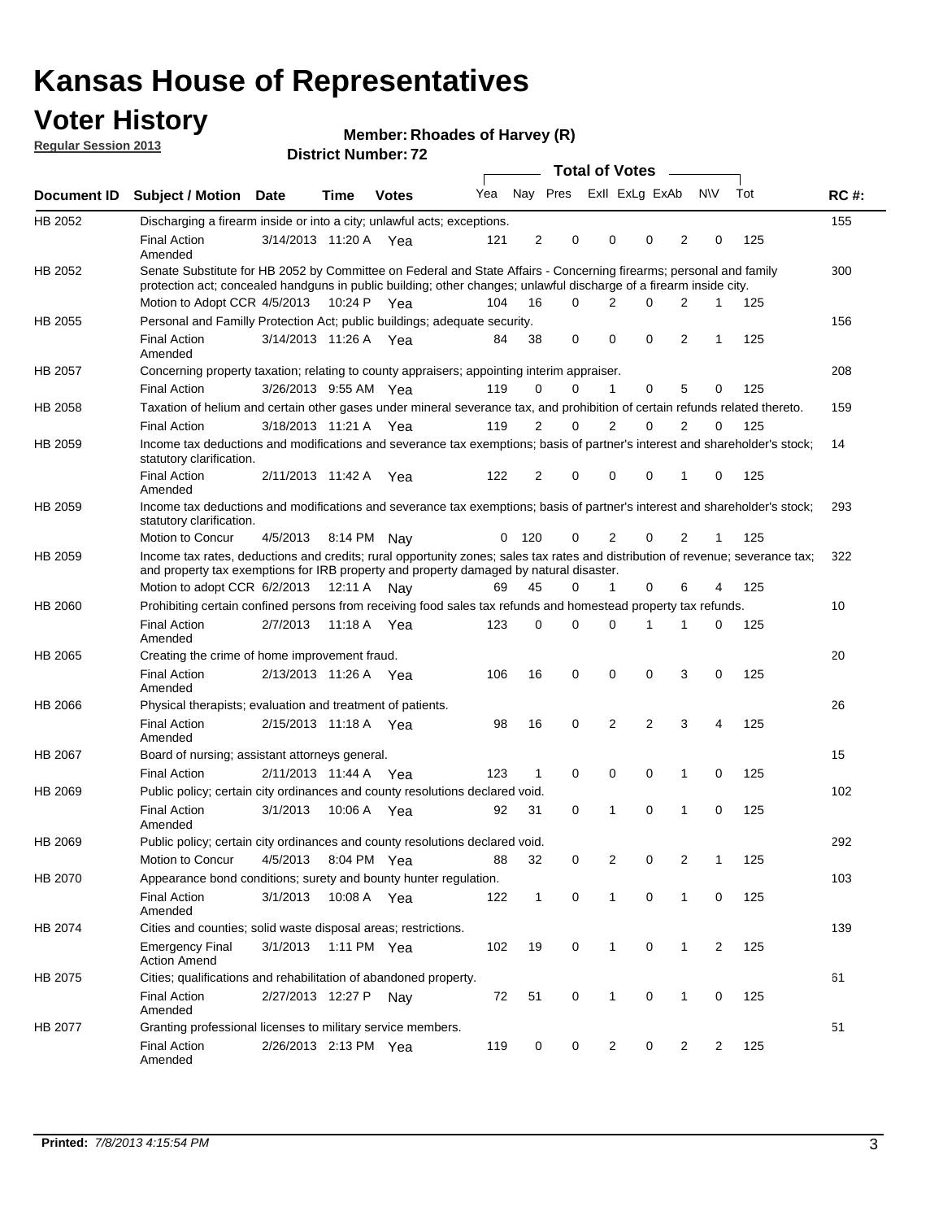# Kansas House of Representatives

## Voter History

**Regular Session 2013**

**Member: Rhoades of Harvey (R)**

**District Number: 72**

| Document ID | Subject / Motion | Date | Time | Votes | Yea | Nay | Pres | ExII | ExLg | ExAb | N\V | Tot | RC #: |
|---|---|---|---|---|---|---|---|---|---|---|---|---|---|
| HB 2052 | Discharging a firearm inside or into a city; unlawful acts; exceptions. | | | | | | | | | | | | 155 |
| | Final Action Amended | 3/14/2013 | 11:20 A | Yea | 121 | 2 | 0 | 0 | 0 | 2 | 0 | 125 | |
| HB 2052 | Senate Substitute for HB 2052 by Committee on Federal and State Affairs - Concerning firearms; personal and family protection act; concealed handguns in public building; other changes; unlawful discharge of a firearm inside city. | | | | | | | | | | | | 300 |
| | Motion to Adopt CCR | 4/5/2013 | 10:24 P | Yea | 104 | 16 | 0 | 2 | 0 | 2 | 1 | 125 | |
| HB 2055 | Personal and Familly Protection Act; public buildings; adequate security. | | | | | | | | | | | | 156 |
| | Final Action Amended | 3/14/2013 | 11:26 A | Yea | 84 | 38 | 0 | 0 | 0 | 2 | 1 | 125 | |
| HB 2057 | Concerning property taxation; relating to county appraisers; appointing interim appraiser. | | | | | | | | | | | | 208 |
| | Final Action | 3/26/2013 | 9:55 AM | Yea | 119 | 0 | 0 | 1 | 0 | 5 | 0 | 125 | |
| HB 2058 | Taxation of helium and certain other gases under mineral severance tax, and prohibition of certain refunds related thereto. | | | | | | | | | | | | 159 |
| | Final Action | 3/18/2013 | 11:21 A | Yea | 119 | 2 | 0 | 2 | 0 | 2 | 0 | 125 | |
| HB 2059 | Income tax deductions and modifications and severance tax exemptions; basis of partner's interest and shareholder's stock; statutory clarification. | | | | | | | | | | | | 14 |
| | Final Action Amended | 2/11/2013 | 11:42 A | Yea | 122 | 2 | 0 | 0 | 0 | 1 | 0 | 125 | |
| HB 2059 | Income tax deductions and modifications and severance tax exemptions; basis of partner's interest and shareholder's stock; statutory clarification. | | | | | | | | | | | | 293 |
| | Motion to Concur | 4/5/2013 | 8:14 PM | Nay | 0 | 120 | 0 | 2 | 0 | 2 | 1 | 125 | |
| HB 2059 | Income tax rates, deductions and credits; rural opportunity zones; sales tax rates and distribution of revenue; severance tax; and property tax exemptions for IRB property and property damaged by natural disaster. | | | | | | | | | | | | 322 |
| | Motion to adopt CCR | 6/2/2013 | 12:11 A | Nay | 69 | 45 | 0 | 1 | 0 | 6 | 4 | 125 | |
| HB 2060 | Prohibiting certain confined persons from receiving food sales tax refunds and homestead property tax refunds. | | | | | | | | | | | | 10 |
| | Final Action Amended | 2/7/2013 | 11:18 A | Yea | 123 | 0 | 0 | 0 | 1 | 1 | 0 | 125 | |
| HB 2065 | Creating the crime of home improvement fraud. | | | | | | | | | | | | 20 |
| | Final Action Amended | 2/13/2013 | 11:26 A | Yea | 106 | 16 | 0 | 0 | 0 | 3 | 0 | 125 | |
| HB 2066 | Physical therapists; evaluation and treatment of patients. | | | | | | | | | | | | 26 |
| | Final Action Amended | 2/15/2013 | 11:18 A | Yea | 98 | 16 | 0 | 2 | 2 | 3 | 4 | 125 | |
| HB 2067 | Board of nursing; assistant attorneys general. | | | | | | | | | | | | 15 |
| | Final Action | 2/11/2013 | 11:44 A | Yea | 123 | 1 | 0 | 0 | 0 | 1 | 0 | 125 | |
| HB 2069 | Public policy; certain city ordinances and county resolutions declared void. | | | | | | | | | | | | 102 |
| | Final Action Amended | 3/1/2013 | 10:06 A | Yea | 92 | 31 | 0 | 1 | 0 | 1 | 0 | 125 | |
| HB 2069 | Public policy; certain city ordinances and county resolutions declared void. | | | | | | | | | | | | 292 |
| | Motion to Concur | 4/5/2013 | 8:04 PM | Yea | 88 | 32 | 0 | 2 | 0 | 2 | 1 | 125 | |
| HB 2070 | Appearance bond conditions; surety and bounty hunter regulation. | | | | | | | | | | | | 103 |
| | Final Action Amended | 3/1/2013 | 10:08 A | Yea | 122 | 1 | 0 | 1 | 0 | 1 | 0 | 125 | |
| HB 2074 | Cities and counties; solid waste disposal areas; restrictions. | | | | | | | | | | | | 139 |
| | Emergency Final Action Amend | 3/1/2013 | 1:11 PM | Yea | 102 | 19 | 0 | 1 | 0 | 1 | 2 | 125 | |
| HB 2075 | Cities; qualifications and rehabilitation of abandoned property. | | | | | | | | | | | | 61 |
| | Final Action Amended | 2/27/2013 | 12:27 P | Nay | 72 | 51 | 0 | 1 | 0 | 1 | 0 | 125 | |
| HB 2077 | Granting professional licenses to military service members. | | | | | | | | | | | | 51 |
| | Final Action Amended | 2/26/2013 | 2:13 PM | Yea | 119 | 0 | 0 | 2 | 0 | 2 | 2 | 125 | |

**Printed:** *7/8/2013 4:15:54 PM*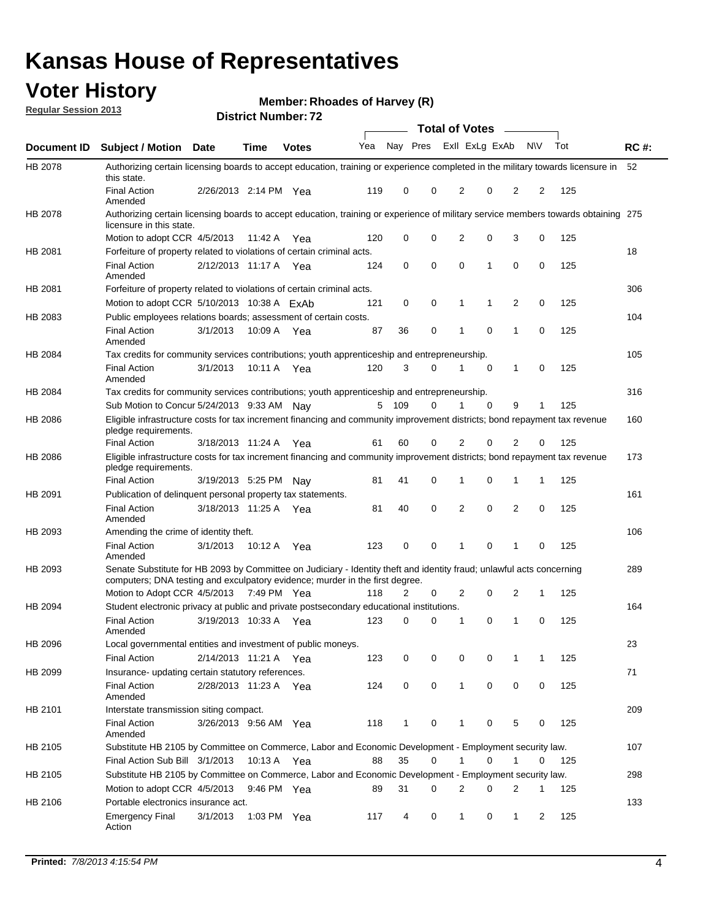# Kansas House of Representatives

## Voter History

**Regular Session 2013**

**Member: Rhoades of Harvey (R)**

**District Number: 72**

| Document ID | Subject / Motion | Date | Time | Votes | Yea | Nay | Pres | ExII | ExLg | ExAb | N\V | Tot | RC #: |
|---|---|---|---|---|---|---|---|---|---|---|---|---|---|
| HB 2078 | Authorizing certain licensing boards to accept education, training or experience completed in the military towards licensure in this state. | | | | | | | | | | | | 52 |
| | Final Action Amended | 2/26/2013 | 2:14 PM | Yea | 119 | 0 | 0 | 2 | 0 | 2 | 2 | 125 | |
| HB 2078 | Authorizing certain licensing boards to accept education, training or experience of military service members towards obtaining licensure in this state. | | | | | | | | | | | | 275 |
| | Motion to adopt CCR | 4/5/2013 | 11:42 A | Yea | 120 | 0 | 0 | 2 | 0 | 3 | 0 | 125 | |
| HB 2081 | Forfeiture of property related to violations of certain criminal acts. | | | | | | | | | | | | 18 |
| | Final Action Amended | 2/12/2013 | 11:17 A | Yea | 124 | 0 | 0 | 0 | 1 | 0 | 0 | 125 | |
| HB 2081 | Forfeiture of property related to violations of certain criminal acts. | | | | | | | | | | | | 306 |
| | Motion to adopt CCR | 5/10/2013 | 10:38 A | ExAb | 121 | 0 | 0 | 1 | 1 | 2 | 0 | 125 | |
| HB 2083 | Public employees relations boards; assessment of certain costs. | | | | | | | | | | | | 104 |
| | Final Action Amended | 3/1/2013 | 10:09 A | Yea | 87 | 36 | 0 | 1 | 0 | 1 | 0 | 125 | |
| HB 2084 | Tax credits for community services contributions; youth apprenticeship and entrepreneurship. | | | | | | | | | | | | 105 |
| | Final Action Amended | 3/1/2013 | 10:11 A | Yea | 120 | 3 | 0 | 1 | 0 | 1 | 0 | 125 | |
| HB 2084 | Tax credits for community services contributions; youth apprenticeship and entrepreneurship. | | | | | | | | | | | | 316 |
| | Sub Motion to Concur | 5/24/2013 | 9:33 AM | Nay | 5 | 109 | 0 | 1 | 0 | 9 | 1 | 125 | |
| HB 2086 | Eligible infrastructure costs for tax increment financing and community improvement districts; bond repayment tax revenue pledge requirements. | | | | | | | | | | | | 160 |
| | Final Action | 3/18/2013 | 11:24 A | Yea | 61 | 60 | 0 | 2 | 0 | 2 | 0 | 125 | |
| HB 2086 | Eligible infrastructure costs for tax increment financing and community improvement districts; bond repayment tax revenue pledge requirements. | | | | | | | | | | | | 173 |
| | Final Action | 3/19/2013 | 5:25 PM | Nay | 81 | 41 | 0 | 1 | 0 | 1 | 1 | 125 | |
| HB 2091 | Publication of delinquent personal property tax statements. | | | | | | | | | | | | 161 |
| | Final Action Amended | 3/18/2013 | 11:25 A | Yea | 81 | 40 | 0 | 2 | 0 | 2 | 0 | 125 | |
| HB 2093 | Amending the crime of identity theft. | | | | | | | | | | | | 106 |
| | Final Action Amended | 3/1/2013 | 10:12 A | Yea | 123 | 0 | 0 | 1 | 0 | 1 | 0 | 125 | |
| HB 2093 | Senate Substitute for HB 2093 by Committee on Judiciary - Identity theft and identity fraud; unlawful acts concerning computers; DNA testing and exculpatory evidence; murder in the first degree. | | | | | | | | | | | | 289 |
| | Motion to Adopt CCR | 4/5/2013 | 7:49 PM | Yea | 118 | 2 | 0 | 2 | 0 | 2 | 1 | 125 | |
| HB 2094 | Student electronic privacy at public and private postsecondary educational institutions. | | | | | | | | | | | | 164 |
| | Final Action Amended | 3/19/2013 | 10:33 A | Yea | 123 | 0 | 0 | 1 | 0 | 1 | 0 | 125 | |
| HB 2096 | Local governmental entities and investment of public moneys. | | | | | | | | | | | | 23 |
| | Final Action | 2/14/2013 | 11:21 A | Yea | 123 | 0 | 0 | 0 | 0 | 1 | 1 | 125 | |
| HB 2099 | Insurance- updating certain statutory references. | | | | | | | | | | | | 71 |
| | Final Action Amended | 2/28/2013 | 11:23 A | Yea | 124 | 0 | 0 | 1 | 0 | 0 | 0 | 125 | |
| HB 2101 | Interstate transmission siting compact. | | | | | | | | | | | | 209 |
| | Final Action Amended | 3/26/2013 | 9:56 AM | Yea | 118 | 1 | 0 | 1 | 0 | 5 | 0 | 125 | |
| HB 2105 | Substitute HB 2105 by Committee on Commerce, Labor and Economic Development - Employment security law. | | | | | | | | | | | | 107 |
| | Final Action Sub Bill | 3/1/2013 | 10:13 A | Yea | 88 | 35 | 0 | 1 | 0 | 1 | 0 | 125 | |
| HB 2105 | Substitute HB 2105 by Committee on Commerce, Labor and Economic Development - Employment security law. | | | | | | | | | | | | 298 |
| | Motion to adopt CCR | 4/5/2013 | 9:46 PM | Yea | 89 | 31 | 0 | 2 | 0 | 2 | 1 | 125 | |
| HB 2106 | Portable electronics insurance act. | | | | | | | | | | | | 133 |
| | Emergency Final Action | 3/1/2013 | 1:03 PM | Yea | 117 | 4 | 0 | 1 | 0 | 1 | 2 | 125 | |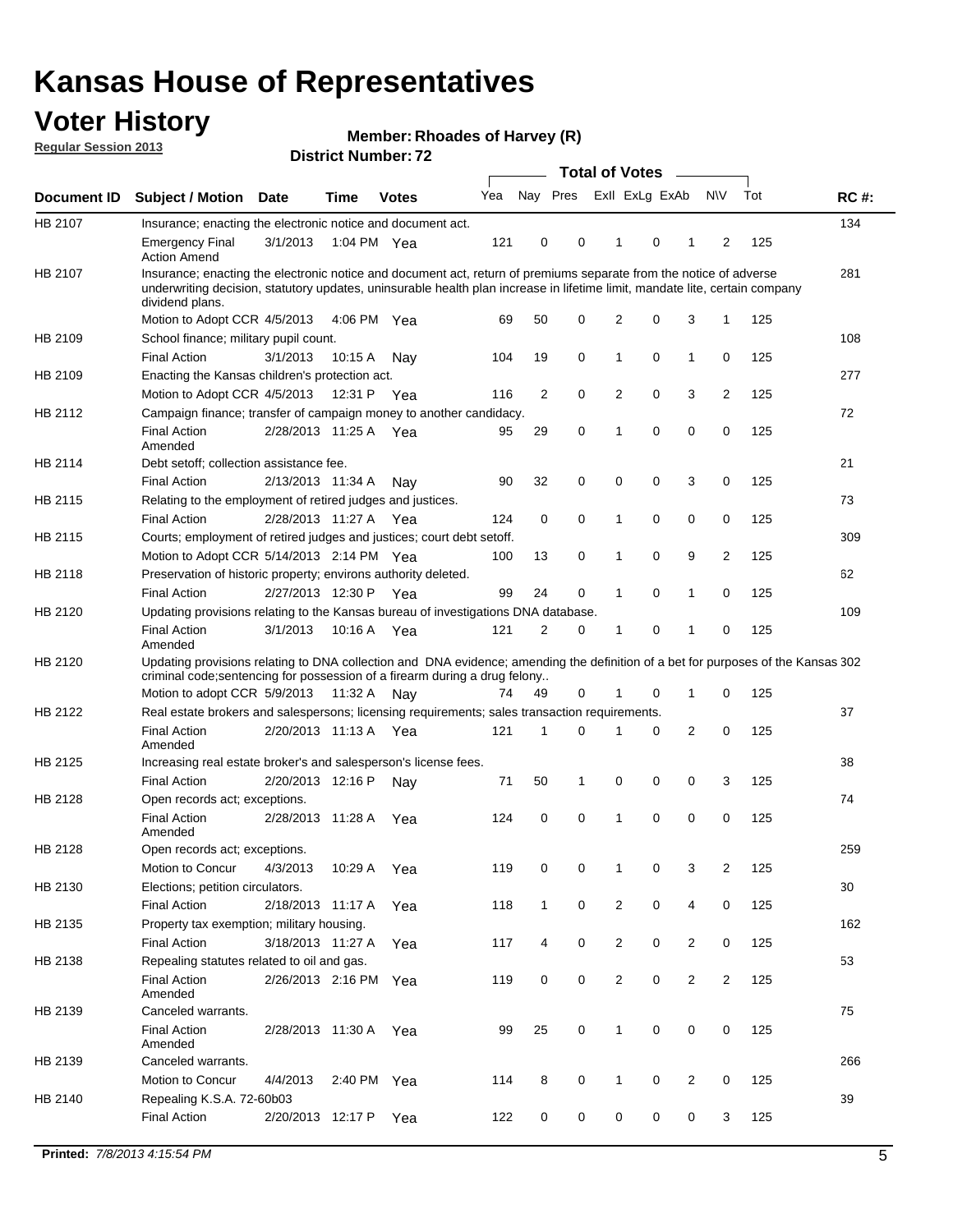# Kansas House of Representatives

## Voter History

**Regular Session 2013**

**Member: Rhoades of Harvey (R)**

**District Number: 72**

| Document ID | Subject / Motion | Date | Time | Votes | Yea | Nay | Pres | ExII | ExLg | ExAb | N\V | Tot | RC #: |
|---|---|---|---|---|---|---|---|---|---|---|---|---|---|
| HB 2107 | Insurance; enacting the electronic notice and document act. | | | | | | | | | | | | 134 |
| | Emergency Final Action Amend | 3/1/2013 | 1:04 PM | Yea | 121 | 0 | 0 | 1 | 0 | 1 | 2 | 125 | |
| HB 2107 | Insurance; enacting the electronic notice and document act, return of premiums separate from the notice of adverse underwriting decision, statutory updates, uninsurable health plan increase in lifetime limit, mandate lite, certain company dividend plans. | | | | | | | | | | | | 281 |
| | Motion to Adopt CCR | 4/5/2013 | 4:06 PM | Yea | 69 | 50 | 0 | 2 | 0 | 3 | 1 | 125 | |
| HB 2109 | School finance; military pupil count. | | | | | | | | | | | | 108 |
| | Final Action | 3/1/2013 | 10:15 A | Nay | 104 | 19 | 0 | 1 | 0 | 1 | 0 | 125 | |
| HB 2109 | Enacting the Kansas children's protection act. | | | | | | | | | | | | 277 |
| | Motion to Adopt CCR | 4/5/2013 | 12:31 P | Yea | 116 | 2 | 0 | 2 | 0 | 3 | 2 | 125 | |
| HB 2112 | Campaign finance; transfer of campaign money to another candidacy. | | | | | | | | | | | | 72 |
| | Final Action Amended | 2/28/2013 | 11:25 A | Yea | 95 | 29 | 0 | 1 | 0 | 0 | 0 | 125 | |
| HB 2114 | Debt setoff; collection assistance fee. | | | | | | | | | | | | 21 |
| | Final Action | 2/13/2013 | 11:34 A | Nay | 90 | 32 | 0 | 0 | 0 | 3 | 0 | 125 | |
| HB 2115 | Relating to the employment of retired judges and justices. | | | | | | | | | | | | 73 |
| | Final Action | 2/28/2013 | 11:27 A | Yea | 124 | 0 | 0 | 1 | 0 | 0 | 0 | 125 | |
| HB 2115 | Courts; employment of retired judges and justices; court debt setoff. | | | | | | | | | | | | 309 |
| | Motion to Adopt CCR | 5/14/2013 | 2:14 PM | Yea | 100 | 13 | 0 | 1 | 0 | 9 | 2 | 125 | |
| HB 2118 | Preservation of historic property; environs authority deleted. | | | | | | | | | | | | 62 |
| | Final Action | 2/27/2013 | 12:30 P | Yea | 99 | 24 | 0 | 1 | 0 | 1 | 0 | 125 | |
| HB 2120 | Updating provisions relating to the Kansas bureau of investigations DNA database. | | | | | | | | | | | | 109 |
| | Final Action Amended | 3/1/2013 | 10:16 A | Yea | 121 | 2 | 0 | 1 | 0 | 1 | 0 | 125 | |
| HB 2120 | Updating provisions relating to DNA collection and DNA evidence; amending the definition of a bet for purposes of the Kansas criminal code;sentencing for possession of a firearm during a drug felony.. | | | | | | | | | | | | 302 |
| | Motion to adopt CCR | 5/9/2013 | 11:32 A | Nay | 74 | 49 | 0 | 1 | 0 | 1 | 0 | 125 | |
| HB 2122 | Real estate brokers and salespersons; licensing requirements; sales transaction requirements. | | | | | | | | | | | | 37 |
| | Final Action Amended | 2/20/2013 | 11:13 A | Yea | 121 | 1 | 0 | 1 | 0 | 2 | 0 | 125 | |
| HB 2125 | Increasing real estate broker's and salesperson's license fees. | | | | | | | | | | | | 38 |
| | Final Action | 2/20/2013 | 12:16 P | Nay | 71 | 50 | 1 | 0 | 0 | 0 | 3 | 125 | |
| HB 2128 | Open records act; exceptions. | | | | | | | | | | | | 74 |
| | Final Action Amended | 2/28/2013 | 11:28 A | Yea | 124 | 0 | 0 | 1 | 0 | 0 | 0 | 125 | |
| HB 2128 | Open records act; exceptions. | | | | | | | | | | | | 259 |
| | Motion to Concur | 4/3/2013 | 10:29 A | Yea | 119 | 0 | 0 | 1 | 0 | 3 | 2 | 125 | |
| HB 2130 | Elections; petition circulators. | | | | | | | | | | | | 30 |
| | Final Action | 2/18/2013 | 11:17 A | Yea | 118 | 1 | 0 | 2 | 0 | 4 | 0 | 125 | |
| HB 2135 | Property tax exemption; military housing. | | | | | | | | | | | | 162 |
| | Final Action | 3/18/2013 | 11:27 A | Yea | 117 | 4 | 0 | 2 | 0 | 2 | 0 | 125 | |
| HB 2138 | Repealing statutes related to oil and gas. | | | | | | | | | | | | 53 |
| | Final Action Amended | 2/26/2013 | 2:16 PM | Yea | 119 | 0 | 0 | 2 | 0 | 2 | 2 | 125 | |
| HB 2139 | Canceled warrants. | | | | | | | | | | | | 75 |
| | Final Action Amended | 2/28/2013 | 11:30 A | Yea | 99 | 25 | 0 | 1 | 0 | 0 | 0 | 125 | |
| HB 2139 | Canceled warrants. | | | | | | | | | | | | 266 |
| | Motion to Concur | 4/4/2013 | 2:40 PM | Yea | 114 | 8 | 0 | 1 | 0 | 2 | 0 | 125 | |
| HB 2140 | Repealing K.S.A. 72-60b03 | | | | | | | | | | | | 39 |
| | Final Action | 2/20/2013 | 12:17 P | Yea | 122 | 0 | 0 | 0 | 0 | 0 | 3 | 125 | |

**Printed:** *7/8/2013 4:15:54 PM*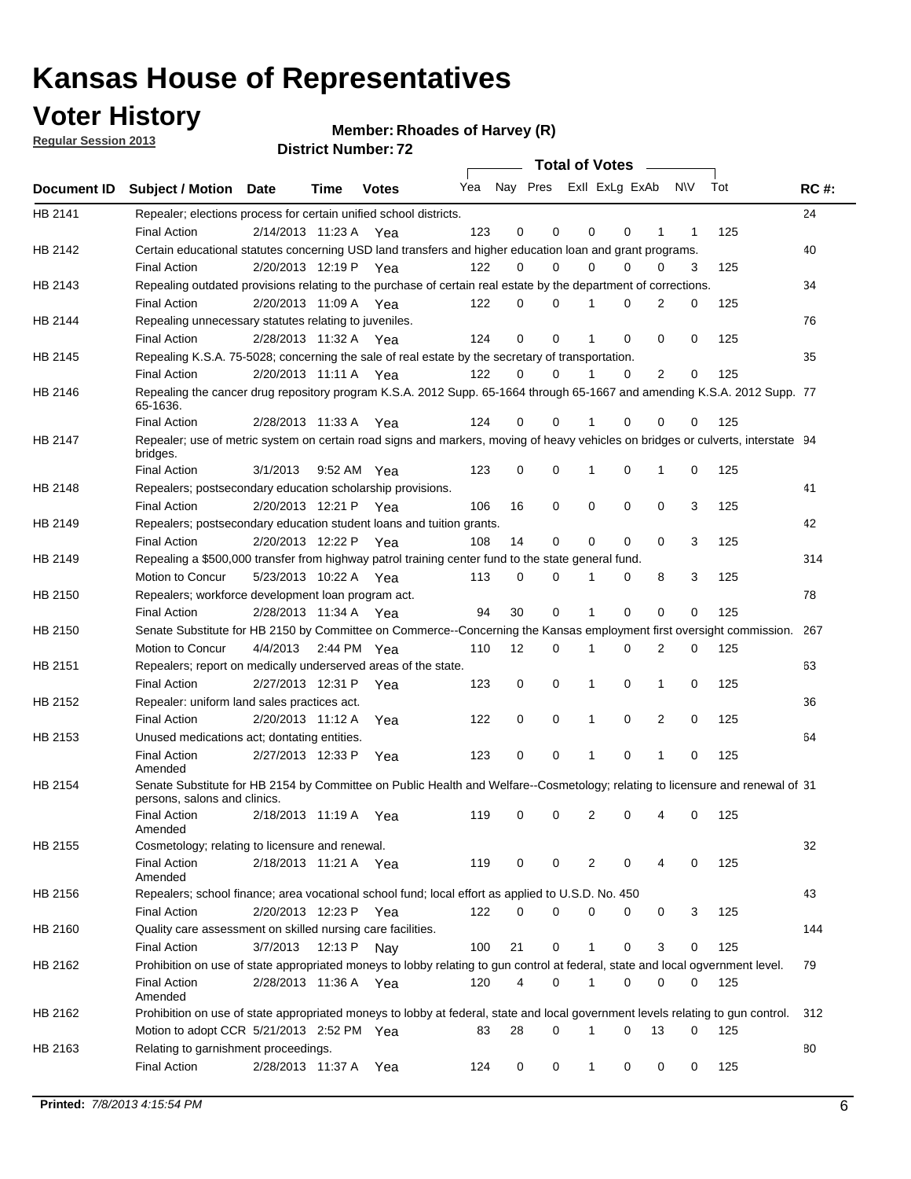# Kansas House of Representatives

## Voter History

**Regular Session 2013**

**Member: Rhoades of Harvey (R)**

**District Number: 72**

| Document ID | Subject / Motion | Date | Time | Votes | Yea | Nay | Pres | ExII | ExLg | ExAb | N\V | Tot | RC #: |
|---|---|---|---|---|---|---|---|---|---|---|---|---|---|
| HB 2141 | Repealer; elections process for certain unified school districts. | | | | | | | | | | | | 24 |
| | Final Action | 2/14/2013 | 11:23 A | Yea | 123 | 0 | 0 | 0 | 0 | 1 | 1 | 125 | |
| HB 2142 | Certain educational statutes concerning USD land transfers and higher education loan and grant programs. | | | | | | | | | | | | 40 |
| | Final Action | 2/20/2013 | 12:19 P | Yea | 122 | 0 | 0 | 0 | 0 | 0 | 3 | 125 | |
| HB 2143 | Repealing outdated provisions relating to the purchase of certain real estate by the department of corrections. | | | | | | | | | | | | 34 |
| | Final Action | 2/20/2013 | 11:09 A | Yea | 122 | 0 | 0 | 1 | 0 | 2 | 0 | 125 | |
| HB 2144 | Repealing unnecessary statutes relating to juveniles. | | | | | | | | | | | | 76 |
| | Final Action | 2/28/2013 | 11:32 A | Yea | 124 | 0 | 0 | 1 | 0 | 0 | 0 | 125 | |
| HB 2145 | Repealing K.S.A. 75-5028; concerning the sale of real estate by the secretary of transportation. | | | | | | | | | | | | 35 |
| | Final Action | 2/20/2013 | 11:11 A | Yea | 122 | 0 | 0 | 1 | 0 | 2 | 0 | 125 | |
| HB 2146 | Repealing the cancer drug repository program K.S.A. 2012 Supp. 65-1664 through 65-1667 and amending K.S.A. 2012 Supp. 65-1636. | | | | | | | | | | | | 77 |
| | Final Action | 2/28/2013 | 11:33 A | Yea | 124 | 0 | 0 | 1 | 0 | 0 | 0 | 125 | |
| HB 2147 | Repealer; use of metric system on certain road signs and markers, moving of heavy vehicles on bridges or culverts, interstate bridges. | | | | | | | | | | | | 94 |
| | Final Action | 3/1/2013 | 9:52 AM | Yea | 123 | 0 | 0 | 1 | 0 | 1 | 0 | 125 | |
| HB 2148 | Repealers; postsecondary education scholarship provisions. | | | | | | | | | | | | 41 |
| | Final Action | 2/20/2013 | 12:21 P | Yea | 106 | 16 | 0 | 0 | 0 | 0 | 3 | 125 | |
| HB 2149 | Repealers; postsecondary education student loans and tuition grants. | | | | | | | | | | | | 42 |
| | Final Action | 2/20/2013 | 12:22 P | Yea | 108 | 14 | 0 | 0 | 0 | 0 | 3 | 125 | |
| HB 2149 | Repealing a $500,000 transfer from highway patrol training center fund to the state general fund. | | | | | | | | | | | | 314 |
| | Motion to Concur | 5/23/2013 | 10:22 A | Yea | 113 | 0 | 0 | 1 | 0 | 8 | 3 | 125 | |
| HB 2150 | Repealers; workforce development loan program act. | | | | | | | | | | | | 78 |
| | Final Action | 2/28/2013 | 11:34 A | Yea | 94 | 30 | 0 | 1 | 0 | 0 | 0 | 125 | |
| HB 2150 | Senate Substitute for HB 2150 by Committee on Commerce--Concerning the Kansas employment first oversight commission. | | | | | | | | | | | | 267 |
| | Motion to Concur | 4/4/2013 | 2:44 PM | Yea | 110 | 12 | 0 | 1 | 0 | 2 | 0 | 125 | |
| HB 2151 | Repealers; report on medically underserved areas of the state. | | | | | | | | | | | | 63 |
| | Final Action | 2/27/2013 | 12:31 P | Yea | 123 | 0 | 0 | 1 | 0 | 1 | 0 | 125 | |
| HB 2152 | Repealer: uniform land sales practices act. | | | | | | | | | | | | 36 |
| | Final Action | 2/20/2013 | 11:12 A | Yea | 122 | 0 | 0 | 1 | 0 | 2 | 0 | 125 | |
| HB 2153 | Unused medications act; dontating entities. | | | | | | | | | | | | 64 |
| | Final Action Amended | 2/27/2013 | 12:33 P | Yea | 123 | 0 | 0 | 1 | 0 | 1 | 0 | 125 | |
| HB 2154 | Senate Substitute for HB 2154 by Committee on Public Health and Welfare--Cosmetology; relating to licensure and renewal of persons, salons and clinics. | | | | | | | | | | | | 31 |
| | Final Action Amended | 2/18/2013 | 11:19 A | Yea | 119 | 0 | 0 | 2 | 0 | 4 | 0 | 125 | |
| HB 2155 | Cosmetology; relating to licensure and renewal. | | | | | | | | | | | | 32 |
| | Final Action Amended | 2/18/2013 | 11:21 A | Yea | 119 | 0 | 0 | 2 | 0 | 4 | 0 | 125 | |
| HB 2156 | Repealers; school finance; area vocational school fund; local effort as applied to U.S.D. No. 450 | | | | | | | | | | | | 43 |
| | Final Action | 2/20/2013 | 12:23 P | Yea | 122 | 0 | 0 | 0 | 0 | 0 | 3 | 125 | |
| HB 2160 | Quality care assessment on skilled nursing care facilities. | | | | | | | | | | | | 144 |
| | Final Action | 3/7/2013 | 12:13 P | Nay | 100 | 21 | 0 | 1 | 0 | 3 | 0 | 125 | |
| HB 2162 | Prohibition on use of state appropriated moneys to lobby relating to gun control at federal, state and local ogvernment level. | | | | | | | | | | | | 79 |
| | Final Action Amended | 2/28/2013 | 11:36 A | Yea | 120 | 4 | 0 | 1 | 0 | 0 | 0 | 125 | |
| HB 2162 | Prohibition on use of state appropriated moneys to lobby at federal, state and local government levels relating to gun control. | | | | | | | | | | | | 312 |
| | Motion to adopt CCR | 5/21/2013 | 2:52 PM | Yea | 83 | 28 | 0 | 1 | 0 | 13 | 0 | 125 | |
| HB 2163 | Relating to garnishment proceedings. | | | | | | | | | | | | 80 |
| | Final Action | 2/28/2013 | 11:37 A | Yea | 124 | 0 | 0 | 1 | 0 | 0 | 0 | 125 | |

**Printed:** *7/8/2013 4:15:54 PM*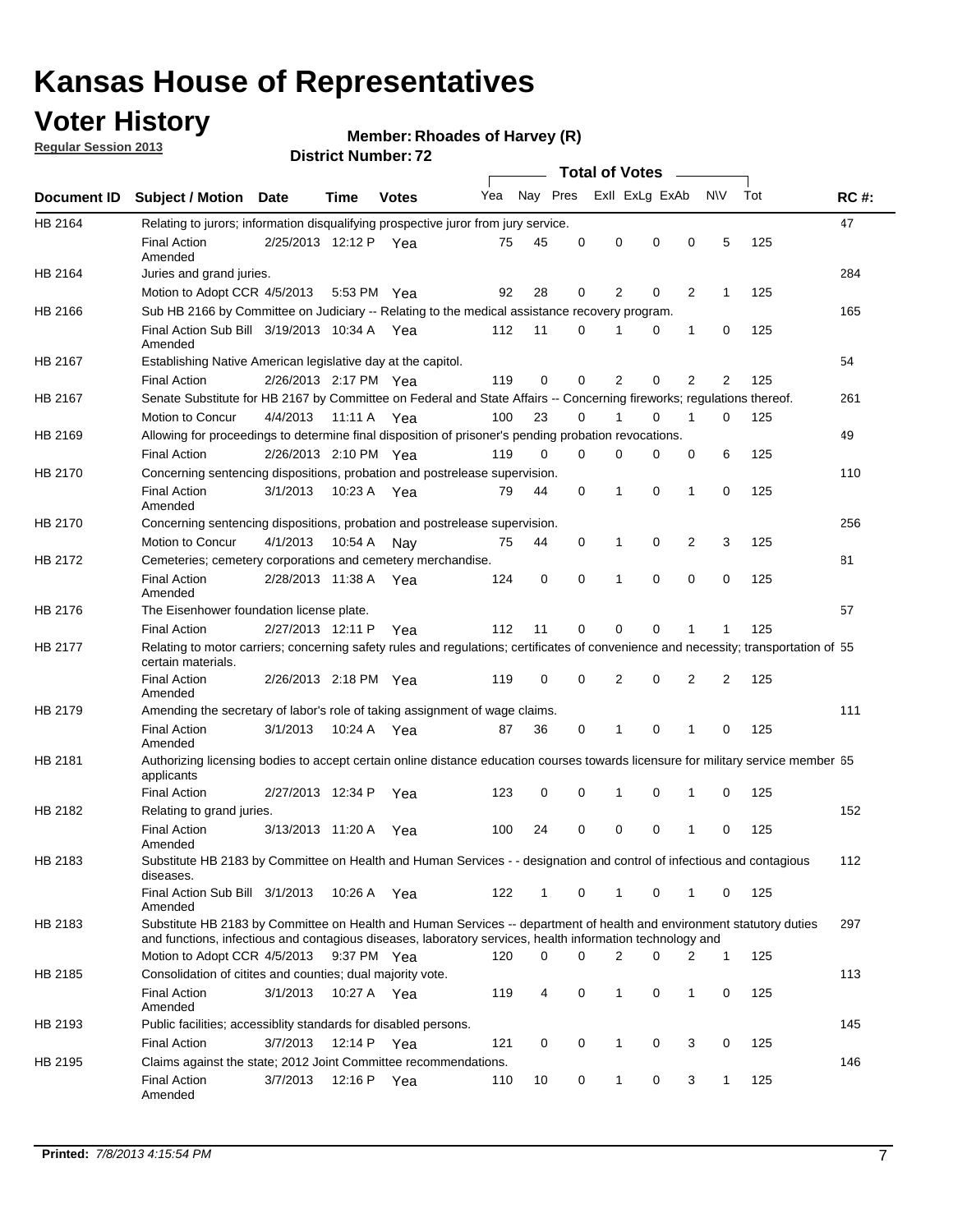# Kansas House of Representatives

## Voter History

**Regular Session 2013**

**Member: Rhoades of Harvey (R)**

**District Number: 72**

| Document ID | Subject / Motion | Date | Time | Votes | Yea | Nay | Pres | ExII | ExLg | ExAb | N\V | Tot | RC #: |
|---|---|---|---|---|---|---|---|---|---|---|---|---|---|
| HB 2164 | Relating to jurors; information disqualifying prospective juror from jury service. | | | | | | | | | | | | 47 |
| | Final Action Amended | 2/25/2013 | 12:12 P | Yea | 75 | 45 | 0 | 0 | 0 | 0 | 5 | 125 | |
| HB 2164 | Juries and grand juries. | | | | | | | | | | | | 284 |
| | Motion to Adopt CCR | 4/5/2013 | 5:53 PM | Yea | 92 | 28 | 0 | 2 | 0 | 2 | 1 | 125 | |
| HB 2166 | Sub HB 2166 by Committee on Judiciary -- Relating to the medical assistance recovery program. | | | | | | | | | | | | 165 |
| | Final Action Sub Bill Amended | 3/19/2013 | 10:34 A | Yea | 112 | 11 | 0 | 1 | 0 | 1 | 0 | 125 | |
| HB 2167 | Establishing Native American legislative day at the capitol. | | | | | | | | | | | | 54 |
| | Final Action | 2/26/2013 | 2:17 PM | Yea | 119 | 0 | 0 | 2 | 0 | 2 | 2 | 125 | |
| HB 2167 | Senate Substitute for HB 2167 by Committee on Federal and State Affairs -- Concerning fireworks; regulations thereof. | | | | | | | | | | | | 261 |
| | Motion to Concur | 4/4/2013 | 11:11 A | Yea | 100 | 23 | 0 | 1 | 0 | 1 | 0 | 125 | |
| HB 2169 | Allowing for proceedings to determine final disposition of prisoner's pending probation revocations. | | | | | | | | | | | | 49 |
| | Final Action | 2/26/2013 | 2:10 PM | Yea | 119 | 0 | 0 | 0 | 0 | 0 | 6 | 125 | |
| HB 2170 | Concerning sentencing dispositions, probation and postrelease supervision. | | | | | | | | | | | | 110 |
| | Final Action Amended | 3/1/2013 | 10:23 A | Yea | 79 | 44 | 0 | 1 | 0 | 1 | 0 | 125 | |
| HB 2170 | Concerning sentencing dispositions, probation and postrelease supervision. | | | | | | | | | | | | 256 |
| | Motion to Concur | 4/1/2013 | 10:54 A | Nay | 75 | 44 | 0 | 1 | 0 | 2 | 3 | 125 | |
| HB 2172 | Cemeteries; cemetery corporations and cemetery merchandise. | | | | | | | | | | | | 81 |
| | Final Action Amended | 2/28/2013 | 11:38 A | Yea | 124 | 0 | 0 | 1 | 0 | 0 | 0 | 125 | |
| HB 2176 | The Eisenhower foundation license plate. | | | | | | | | | | | | 57 |
| | Final Action | 2/27/2013 | 12:11 P | Yea | 112 | 11 | 0 | 0 | 0 | 1 | 1 | 125 | |
| HB 2177 | Relating to motor carriers; concerning safety rules and regulations; certificates of convenience and necessity; transportation of certain materials. | | | | | | | | | | | | 55 |
| | Final Action Amended | 2/26/2013 | 2:18 PM | Yea | 119 | 0 | 0 | 2 | 0 | 2 | 2 | 125 | |
| HB 2179 | Amending the secretary of labor's role of taking assignment of wage claims. | | | | | | | | | | | | 111 |
| | Final Action Amended | 3/1/2013 | 10:24 A | Yea | 87 | 36 | 0 | 1 | 0 | 1 | 0 | 125 | |
| HB 2181 | Authorizing licensing bodies to accept certain online distance education courses towards licensure for military service member applicants | | | | | | | | | | | | 65 |
| | Final Action | 2/27/2013 | 12:34 P | Yea | 123 | 0 | 0 | 1 | 0 | 1 | 0 | 125 | |
| HB 2182 | Relating to grand juries. | | | | | | | | | | | | 152 |
| | Final Action Amended | 3/13/2013 | 11:20 A | Yea | 100 | 24 | 0 | 0 | 0 | 1 | 0 | 125 | |
| HB 2183 | Substitute HB 2183 by Committee on Health and Human Services - - designation and control of infectious and contagious diseases. | | | | | | | | | | | | 112 |
| | Final Action Sub Bill Amended | 3/1/2013 | 10:26 A | Yea | 122 | 1 | 0 | 1 | 0 | 1 | 0 | 125 | |
| HB 2183 | Substitute HB 2183 by Committee on Health and Human Services -- department of health and environment statutory duties and functions, infectious and contagious diseases, laboratory services, health information technology and | | | | | | | | | | | | 297 |
| | Motion to Adopt CCR | 4/5/2013 | 9:37 PM | Yea | 120 | 0 | 0 | 2 | 0 | 2 | 1 | 125 | |
| HB 2185 | Consolidation of citites and counties; dual majority vote. | | | | | | | | | | | | 113 |
| | Final Action Amended | 3/1/2013 | 10:27 A | Yea | 119 | 4 | 0 | 1 | 0 | 1 | 0 | 125 | |
| HB 2193 | Public facilities; accessiblity standards for disabled persons. | | | | | | | | | | | | 145 |
| | Final Action | 3/7/2013 | 12:14 P | Yea | 121 | 0 | 0 | 1 | 0 | 3 | 0 | 125 | |
| HB 2195 | Claims against the state; 2012 Joint Committee recommendations. | | | | | | | | | | | | 146 |
| | Final Action Amended | 3/7/2013 | 12:16 P | Yea | 110 | 10 | 0 | 1 | 0 | 3 | 1 | 125 | |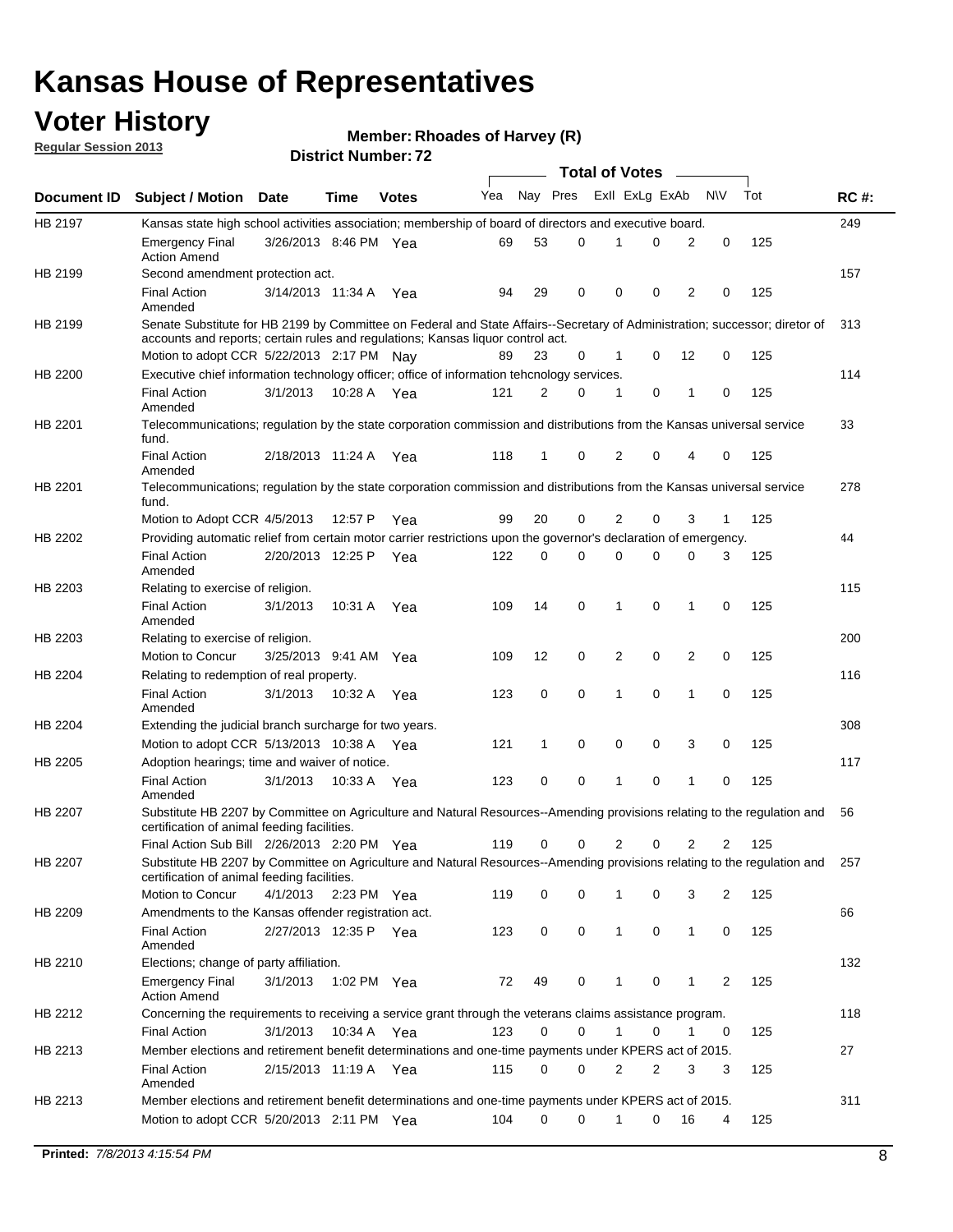# Kansas House of Representatives

## Voter History

**Regular Session 2013**

**Member: Rhoades of Harvey (R)**

**District Number: 72**

| Document ID | Subject / Motion | Date | Time | Votes | Yea | Nay | Pres | ExII | ExLg | ExAb | N\V | Tot | RC #: |
|---|---|---|---|---|---|---|---|---|---|---|---|---|---|
| HB 2197 | Kansas state high school activities association; membership of board of directors and executive board. | | | | | | | | | | | | 249 |
| | Emergency Final Action Amend | 3/26/2013 | 8:46 PM | Yea | 69 | 53 | 0 | 1 | 0 | 2 | 0 | 125 | |
| HB 2199 | Second amendment protection act. | | | | | | | | | | | | 157 |
| | Final Action Amended | 3/14/2013 | 11:34 A | Yea | 94 | 29 | 0 | 0 | 0 | 2 | 0 | 125 | |
| HB 2199 | Senate Substitute for HB 2199 by Committee on Federal and State Affairs--Secretary of Administration; successor; diretor of accounts and reports; certain rules and regulations; Kansas liquor control act. | | | | | | | | | | | | 313 |
| | Motion to adopt CCR | 5/22/2013 | 2:17 PM | Nay | 89 | 23 | 0 | 1 | 0 | 12 | 0 | 125 | |
| HB 2200 | Executive chief information technology officer; office of information tehcnology services. | | | | | | | | | | | | 114 |
| | Final Action Amended | 3/1/2013 | 10:28 A | Yea | 121 | 2 | 0 | 1 | 0 | 1 | 0 | 125 | |
| HB 2201 | Telecommunications; regulation by the state corporation commission and distributions from the Kansas universal service fund. | | | | | | | | | | | | 33 |
| | Final Action Amended | 2/18/2013 | 11:24 A | Yea | 118 | 1 | 0 | 2 | 0 | 4 | 0 | 125 | |
| HB 2201 | Telecommunications; regulation by the state corporation commission and distributions from the Kansas universal service fund. | | | | | | | | | | | | 278 |
| | Motion to Adopt CCR | 4/5/2013 | 12:57 P | Yea | 99 | 20 | 0 | 2 | 0 | 3 | 1 | 125 | |
| HB 2202 | Providing automatic relief from certain motor carrier restrictions upon the governor's declaration of emergency. | | | | | | | | | | | | 44 |
| | Final Action Amended | 2/20/2013 | 12:25 P | Yea | 122 | 0 | 0 | 0 | 0 | 0 | 3 | 125 | |
| HB 2203 | Relating to exercise of religion. | | | | | | | | | | | | 115 |
| | Final Action Amended | 3/1/2013 | 10:31 A | Yea | 109 | 14 | 0 | 1 | 0 | 1 | 0 | 125 | |
| HB 2203 | Relating to exercise of religion. | | | | | | | | | | | | 200 |
| | Motion to Concur | 3/25/2013 | 9:41 AM | Yea | 109 | 12 | 0 | 2 | 0 | 2 | 0 | 125 | |
| HB 2204 | Relating to redemption of real property. | | | | | | | | | | | | 116 |
| | Final Action Amended | 3/1/2013 | 10:32 A | Yea | 123 | 0 | 0 | 1 | 0 | 1 | 0 | 125 | |
| HB 2204 | Extending the judicial branch surcharge for two years. | | | | | | | | | | | | 308 |
| | Motion to adopt CCR | 5/13/2013 | 10:38 A | Yea | 121 | 1 | 0 | 0 | 0 | 3 | 0 | 125 | |
| HB 2205 | Adoption hearings; time and waiver of notice. | | | | | | | | | | | | 117 |
| | Final Action Amended | 3/1/2013 | 10:33 A | Yea | 123 | 0 | 0 | 1 | 0 | 1 | 0 | 125 | |
| HB 2207 | Substitute HB 2207 by Committee on Agriculture and Natural Resources--Amending provisions relating to the regulation and certification of animal feeding facilities. | | | | | | | | | | | | 56 |
| | Final Action Sub Bill | 2/26/2013 | 2:20 PM | Yea | 119 | 0 | 0 | 2 | 0 | 2 | 2 | 125 | |
| HB 2207 | Substitute HB 2207 by Committee on Agriculture and Natural Resources--Amending provisions relating to the regulation and certification of animal feeding facilities. | | | | | | | | | | | | 257 |
| | Motion to Concur | 4/1/2013 | 2:23 PM | Yea | 119 | 0 | 0 | 1 | 0 | 3 | 2 | 125 | |
| HB 2209 | Amendments to the Kansas offender registration act. | | | | | | | | | | | | 66 |
| | Final Action Amended | 2/27/2013 | 12:35 P | Yea | 123 | 0 | 0 | 1 | 0 | 1 | 0 | 125 | |
| HB 2210 | Elections; change of party affiliation. | | | | | | | | | | | | 132 |
| | Emergency Final Action Amend | 3/1/2013 | 1:02 PM | Yea | 72 | 49 | 0 | 1 | 0 | 1 | 2 | 125 | |
| HB 2212 | Concerning the requirements to receiving a service grant through the veterans claims assistance program. | | | | | | | | | | | | 118 |
| | Final Action | 3/1/2013 | 10:34 A | Yea | 123 | 0 | 0 | 1 | 0 | 1 | 0 | 125 | |
| HB 2213 | Member elections and retirement benefit determinations and one-time payments under KPERS act of 2015. | | | | | | | | | | | | 27 |
| | Final Action Amended | 2/15/2013 | 11:19 A | Yea | 115 | 0 | 0 | 2 | 2 | 3 | 3 | 125 | |
| HB 2213 | Member elections and retirement benefit determinations and one-time payments under KPERS act of 2015. | | | | | | | | | | | | 311 |
| | Motion to adopt CCR | 5/20/2013 | 2:11 PM | Yea | 104 | 0 | 0 | 1 | 0 | 16 | 4 | 125 | |

**Printed:** *7/8/2013 4:15:54 PM*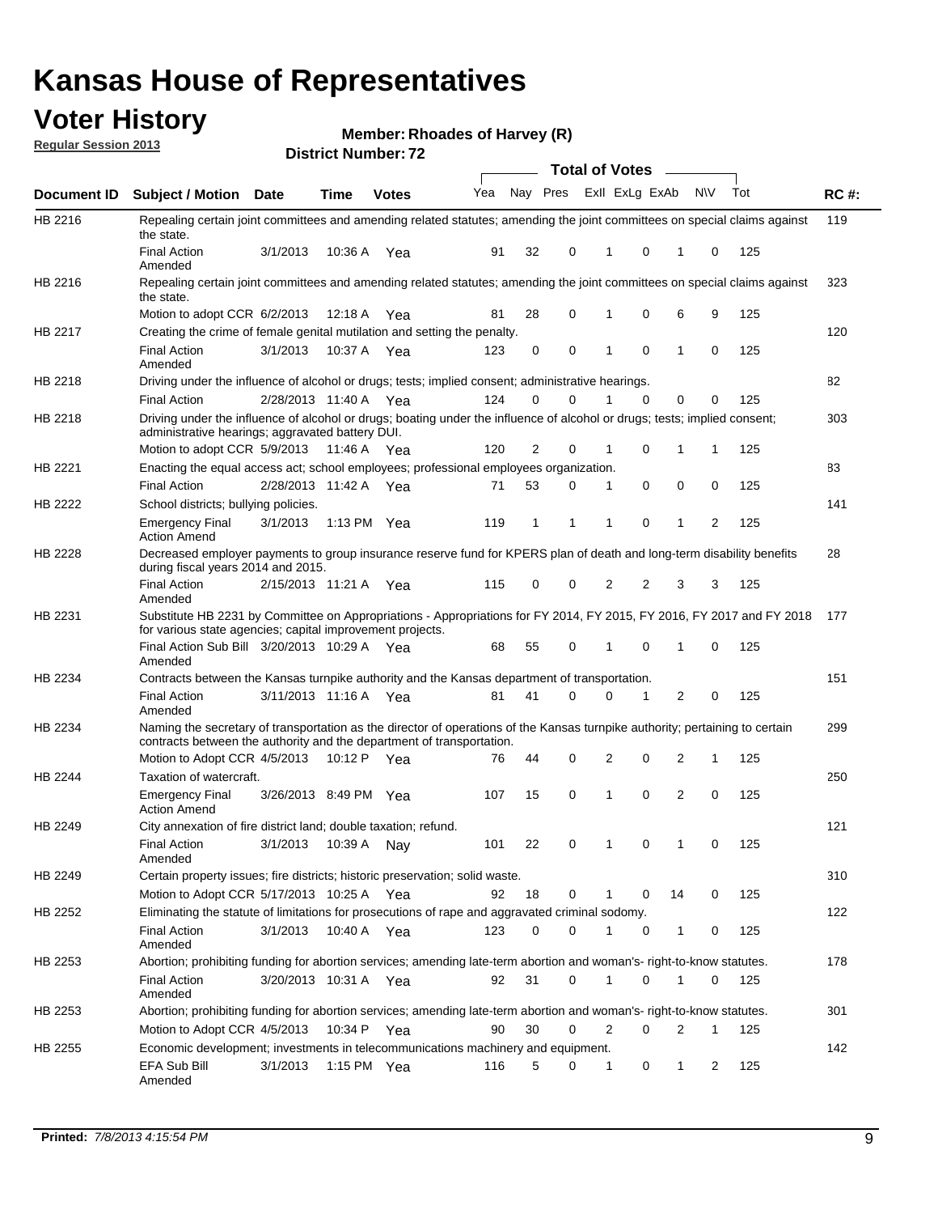# Kansas House of Representatives

## Voter History

**Regular Session 2013**

**Member: Rhoades of Harvey (R)**

**District Number: 72**

| Document ID | Subject / Motion | Date | Time | Votes | Yea | Nay | Pres | ExII | ExLg | ExAb | N\V | Tot | RC #: |
|---|---|---|---|---|---|---|---|---|---|---|---|---|---|
| HB 2216 | Repealing certain joint committees and amending related statutes; amending the joint committees on special claims against the state. | | | | | | | | | | | | 119 |
| | Final Action Amended | 3/1/2013 | 10:36 A | Yea | 91 | 32 | 0 | 1 | 0 | 1 | 0 | 125 | |
| HB 2216 | Repealing certain joint committees and amending related statutes; amending the joint committees on special claims against the state. | | | | | | | | | | | | 323 |
| | Motion to adopt CCR | 6/2/2013 | 12:18 A | Yea | 81 | 28 | 0 | 1 | 0 | 6 | 9 | 125 | |
| HB 2217 | Creating the crime of female genital mutilation and setting the penalty. | | | | | | | | | | | | 120 |
| | Final Action Amended | 3/1/2013 | 10:37 A | Yea | 123 | 0 | 0 | 1 | 0 | 1 | 0 | 125 | |
| HB 2218 | Driving under the influence of alcohol or drugs; tests; implied consent; administrative hearings. | | | | | | | | | | | | 82 |
| | Final Action | 2/28/2013 | 11:40 A | Yea | 124 | 0 | 0 | 1 | 0 | 0 | 0 | 125 | |
| HB 2218 | Driving under the influence of alcohol or drugs; boating under the influence of alcohol or drugs; tests; implied consent; administrative hearings; aggravated battery DUI. | | | | | | | | | | | | 303 |
| | Motion to adopt CCR | 5/9/2013 | 11:46 A | Yea | 120 | 2 | 0 | 1 | 0 | 1 | 1 | 125 | |
| HB 2221 | Enacting the equal access act; school employees; professional employees organization. | | | | | | | | | | | | 83 |
| | Final Action | 2/28/2013 | 11:42 A | Yea | 71 | 53 | 0 | 1 | 0 | 0 | 0 | 125 | |
| HB 2222 | School districts; bullying policies. | | | | | | | | | | | | 141 |
| | Emergency Final Action Amend | 3/1/2013 | 1:13 PM | Yea | 119 | 1 | 1 | 1 | 0 | 1 | 2 | 125 | |
| HB 2228 | Decreased employer payments to group insurance reserve fund for KPERS plan of death and long-term disability benefits during fiscal years 2014 and 2015. | | | | | | | | | | | | 28 |
| | Final Action Amended | 2/15/2013 | 11:21 A | Yea | 115 | 0 | 0 | 2 | 2 | 3 | 3 | 125 | |
| HB 2231 | Substitute HB 2231 by Committee on Appropriations - Appropriations for FY 2014, FY 2015, FY 2016, FY 2017 and FY 2018 for various state agencies; capital improvement projects. | | | | | | | | | | | | 177 |
| | Final Action Sub Bill Amended | 3/20/2013 | 10:29 A | Yea | 68 | 55 | 0 | 1 | 0 | 1 | 0 | 125 | |
| HB 2234 | Contracts between the Kansas turnpike authority and the Kansas department of transportation. | | | | | | | | | | | | 151 |
| | Final Action Amended | 3/11/2013 | 11:16 A | Yea | 81 | 41 | 0 | 0 | 1 | 2 | 0 | 125 | |
| HB 2234 | Naming the secretary of transportation as the director of operations of the Kansas turnpike authority; pertaining to certain contracts between the authority and the department of transportation. | | | | | | | | | | | | 299 |
| | Motion to Adopt CCR | 4/5/2013 | 10:12 P | Yea | 76 | 44 | 0 | 2 | 0 | 2 | 1 | 125 | |
| HB 2244 | Taxation of watercraft. | | | | | | | | | | | | 250 |
| | Emergency Final Action Amend | 3/26/2013 | 8:49 PM | Yea | 107 | 15 | 0 | 1 | 0 | 2 | 0 | 125 | |
| HB 2249 | City annexation of fire district land; double taxation; refund. | | | | | | | | | | | | 121 |
| | Final Action Amended | 3/1/2013 | 10:39 A | Nay | 101 | 22 | 0 | 1 | 0 | 1 | 0 | 125 | |
| HB 2249 | Certain property issues; fire districts; historic preservation; solid waste. | | | | | | | | | | | | 310 |
| | Motion to Adopt CCR | 5/17/2013 | 10:25 A | Yea | 92 | 18 | 0 | 1 | 0 | 14 | 0 | 125 | |
| HB 2252 | Eliminating the statute of limitations for prosecutions of rape and aggravated criminal sodomy. | | | | | | | | | | | | 122 |
| | Final Action Amended | 3/1/2013 | 10:40 A | Yea | 123 | 0 | 0 | 1 | 0 | 1 | 0 | 125 | |
| HB 2253 | Abortion; prohibiting funding for abortion services; amending late-term abortion and woman's- right-to-know statutes. | | | | | | | | | | | | 178 |
| | Final Action Amended | 3/20/2013 | 10:31 A | Yea | 92 | 31 | 0 | 1 | 0 | 1 | 0 | 125 | |
| HB 2253 | Abortion; prohibiting funding for abortion services; amending late-term abortion and woman's- right-to-know statutes. | | | | | | | | | | | | 301 |
| | Motion to Adopt CCR | 4/5/2013 | 10:34 P | Yea | 90 | 30 | 0 | 2 | 0 | 2 | 1 | 125 | |
| HB 2255 | Economic development; investments in telecommunications machinery and equipment. | | | | | | | | | | | | 142 |
| | EFA Sub Bill Amended | 3/1/2013 | 1:15 PM | Yea | 116 | 5 | 0 | 1 | 0 | 1 | 2 | 125 | |

**Printed:** *7/8/2013 4:15:54 PM*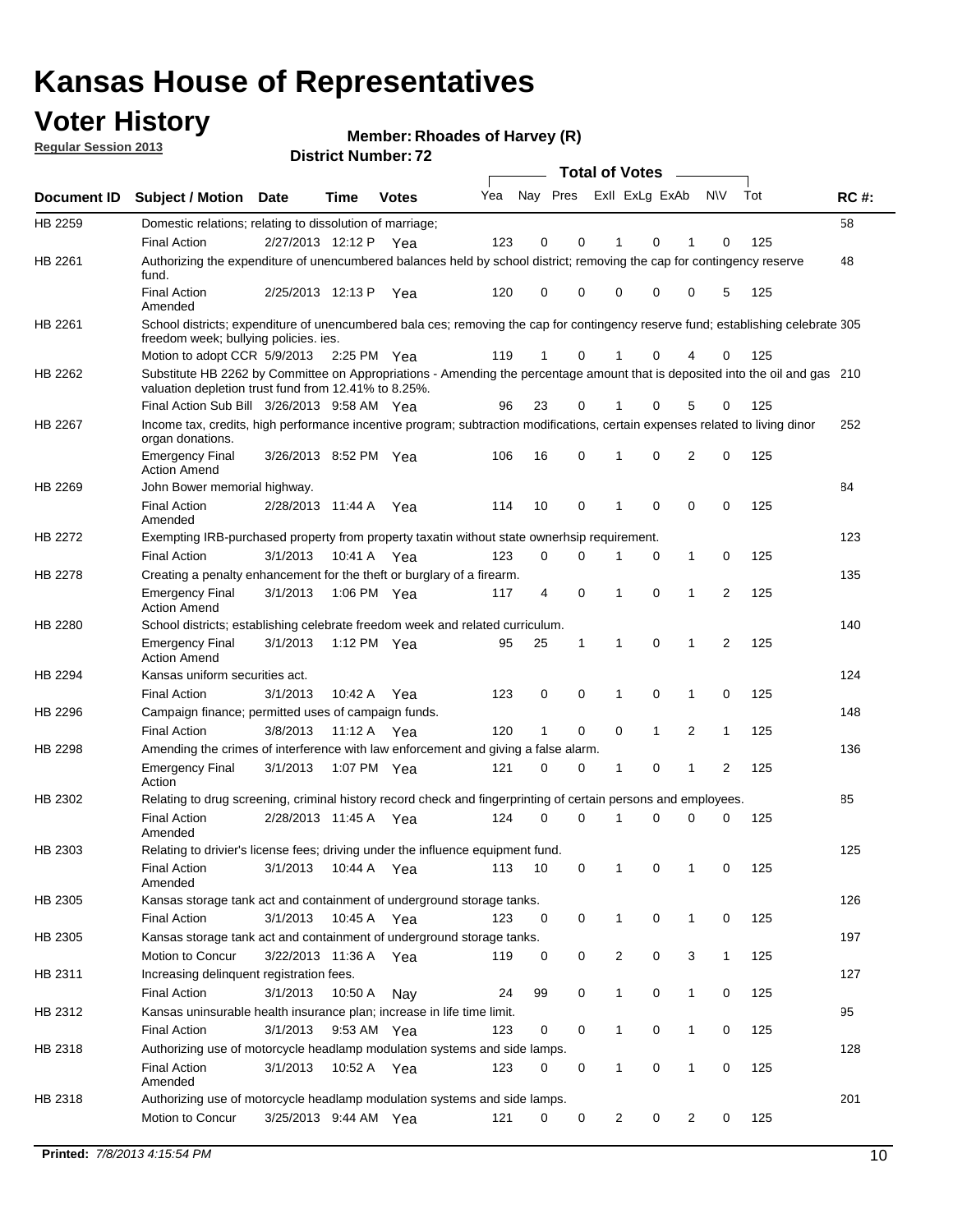# Kansas House of Representatives

## Voter History

**Regular Session 2013**

**Member: Rhoades of Harvey (R)**

**District Number: 72**

| Document ID | Subject / Motion | Date | Time | Votes | Yea | Nay | Pres | ExII | ExLg | ExAb | N\V | Tot | RC #: |
|---|---|---|---|---|---|---|---|---|---|---|---|---|---|
| HB 2259 | Domestic relations; relating to dissolution of marriage; | | | | | | | | | | | | 58 |
| | Final Action | 2/27/2013 | 12:12 P | Yea | 123 | 0 | 0 | 1 | 0 | 1 | 0 | 125 | |
| HB 2261 | Authorizing the expenditure of unencumbered balances held by school district; removing the cap for contingency reserve fund. | | | | | | | | | | | | 48 |
| | Final Action Amended | 2/25/2013 | 12:13 P | Yea | 120 | 0 | 0 | 0 | 0 | 0 | 5 | 125 | |
| HB 2261 | School districts; expenditure of unencumbered bala ces; removing the cap for contingency reserve fund; establishing celebrate freedom week; bullying policies. ies. | | | | | | | | | | | | 305 |
| | Motion to adopt CCR | 5/9/2013 | 2:25 PM | Yea | 119 | 1 | 0 | 1 | 0 | 4 | 0 | 125 | |
| HB 2262 | Substitute HB 2262 by Committee on Appropriations - Amending the percentage amount that is deposited into the oil and gas valuation depletion trust fund from 12.41% to 8.25%. | | | | | | | | | | | | 210 |
| | Final Action Sub Bill | 3/26/2013 | 9:58 AM | Yea | 96 | 23 | 0 | 1 | 0 | 5 | 0 | 125 | |
| HB 2267 | Income tax, credits, high performance incentive program; subtraction modifications, certain expenses related to living dinor organ donations. | | | | | | | | | | | | 252 |
| | Emergency Final Action Amend | 3/26/2013 | 8:52 PM | Yea | 106 | 16 | 0 | 1 | 0 | 2 | 0 | 125 | |
| HB 2269 | John Bower memorial highway. | | | | | | | | | | | | 84 |
| | Final Action Amended | 2/28/2013 | 11:44 A | Yea | 114 | 10 | 0 | 1 | 0 | 0 | 0 | 125 | |
| HB 2272 | Exempting IRB-purchased property from property taxatin without state ownerhsip requirement. | | | | | | | | | | | | 123 |
| | Final Action | 3/1/2013 | 10:41 A | Yea | 123 | 0 | 0 | 1 | 0 | 1 | 0 | 125 | |
| HB 2278 | Creating a penalty enhancement for the theft or burglary of a firearm. | | | | | | | | | | | | 135 |
| | Emergency Final Action Amend | 3/1/2013 | 1:06 PM | Yea | 117 | 4 | 0 | 1 | 0 | 1 | 2 | 125 | |
| HB 2280 | School districts; establishing celebrate freedom week and related curriculum. | | | | | | | | | | | | 140 |
| | Emergency Final Action Amend | 3/1/2013 | 1:12 PM | Yea | 95 | 25 | 1 | 1 | 0 | 1 | 2 | 125 | |
| HB 2294 | Kansas uniform securities act. | | | | | | | | | | | | 124 |
| | Final Action | 3/1/2013 | 10:42 A | Yea | 123 | 0 | 0 | 1 | 0 | 1 | 0 | 125 | |
| HB 2296 | Campaign finance; permitted uses of campaign funds. | | | | | | | | | | | | 148 |
| | Final Action | 3/8/2013 | 11:12 A | Yea | 120 | 1 | 0 | 0 | 1 | 2 | 1 | 125 | |
| HB 2298 | Amending the crimes of interference with law enforcement and giving a false alarm. | | | | | | | | | | | | 136 |
| | Emergency Final Action | 3/1/2013 | 1:07 PM | Yea | 121 | 0 | 0 | 1 | 0 | 1 | 2 | 125 | |
| HB 2302 | Relating to drug screening, criminal history record check and fingerprinting of certain persons and employees. | | | | | | | | | | | | 85 |
| | Final Action Amended | 2/28/2013 | 11:45 A | Yea | 124 | 0 | 0 | 1 | 0 | 0 | 0 | 125 | |
| HB 2303 | Relating to drivier's license fees; driving under the influence equipment fund. | | | | | | | | | | | | 125 |
| | Final Action Amended | 3/1/2013 | 10:44 A | Yea | 113 | 10 | 0 | 1 | 0 | 1 | 0 | 125 | |
| HB 2305 | Kansas storage tank act and containment of underground storage tanks. | | | | | | | | | | | | 126 |
| | Final Action | 3/1/2013 | 10:45 A | Yea | 123 | 0 | 0 | 1 | 0 | 1 | 0 | 125 | |
| HB 2305 | Kansas storage tank act and containment of underground storage tanks. | | | | | | | | | | | | 197 |
| | Motion to Concur | 3/22/2013 | 11:36 A | Yea | 119 | 0 | 0 | 2 | 0 | 3 | 1 | 125 | |
| HB 2311 | Increasing delinquent registration fees. | | | | | | | | | | | | 127 |
| | Final Action | 3/1/2013 | 10:50 A | Nay | 24 | 99 | 0 | 1 | 0 | 1 | 0 | 125 | |
| HB 2312 | Kansas uninsurable health insurance plan; increase in life time limit. | | | | | | | | | | | | 95 |
| | Final Action | 3/1/2013 | 9:53 AM | Yea | 123 | 0 | 0 | 1 | 0 | 1 | 0 | 125 | |
| HB 2318 | Authorizing use of motorcycle headlamp modulation systems and side lamps. | | | | | | | | | | | | 128 |
| | Final Action Amended | 3/1/2013 | 10:52 A | Yea | 123 | 0 | 0 | 1 | 0 | 1 | 0 | 125 | |
| HB 2318 | Authorizing use of motorcycle headlamp modulation systems and side lamps. | | | | | | | | | | | | 201 |
| | Motion to Concur | 3/25/2013 | 9:44 AM | Yea | 121 | 0 | 0 | 2 | 0 | 2 | 0 | 125 | |

**Printed:** *7/8/2013 4:15:54 PM*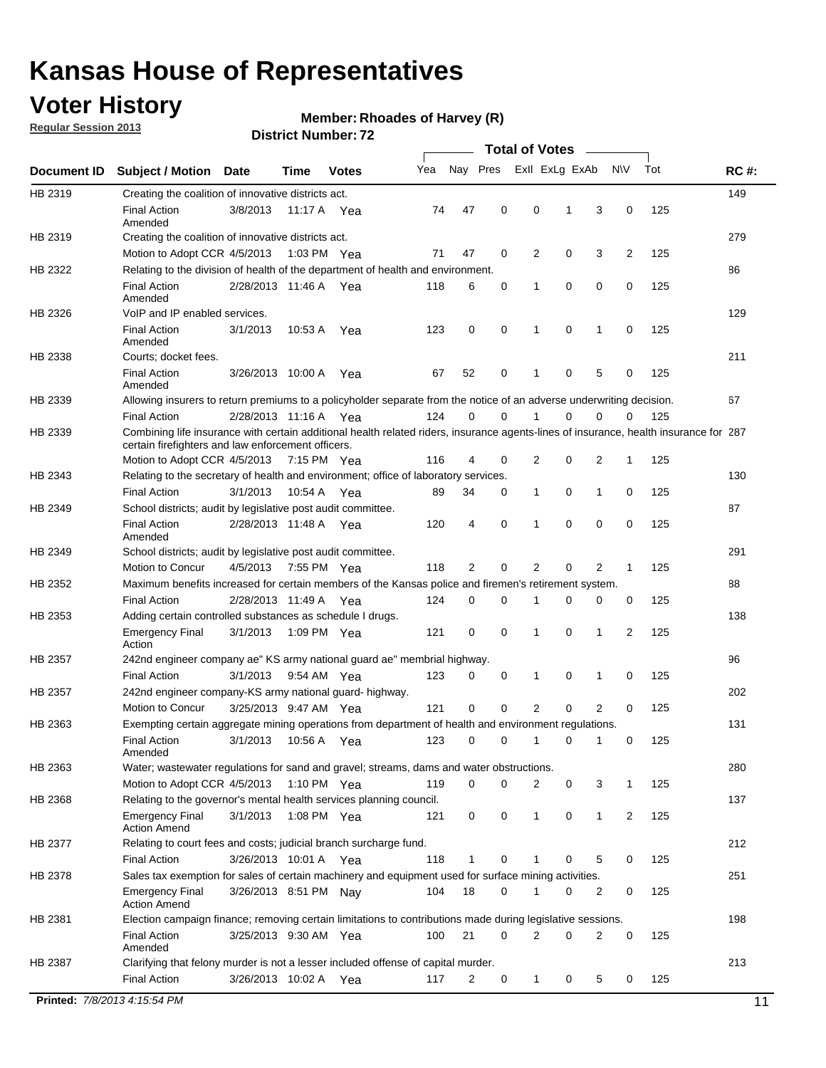# Kansas House of Representatives

## Voter History

**Regular Session 2013**

**Member: Rhoades of Harvey (R)**

**District Number: 72**

| Document ID | Subject / Motion | Date | Time | Votes | Yea | Nay | Pres | ExII | ExLg | ExAb | N\V | Tot | RC #: |
|---|---|---|---|---|---|---|---|---|---|---|---|---|---|
| HB 2319 | Creating the coalition of innovative districts act. | | | | | | | | | | | | 149 |
| | Final Action Amended | 3/8/2013 | 11:17 A | Yea | 74 | 47 | 0 | 0 | 1 | 3 | 0 | 125 | |
| HB 2319 | Creating the coalition of innovative districts act. | | | | | | | | | | | | 279 |
| | Motion to Adopt CCR | 4/5/2013 | 1:03 PM | Yea | 71 | 47 | 0 | 2 | 0 | 3 | 2 | 125 | |
| HB 2322 | Relating to the division of health of the department of health and environment. | | | | | | | | | | | | 86 |
| | Final Action Amended | 2/28/2013 | 11:46 A | Yea | 118 | 6 | 0 | 1 | 0 | 0 | 0 | 125 | |
| HB 2326 | VoIP and IP enabled services. | | | | | | | | | | | | 129 |
| | Final Action Amended | 3/1/2013 | 10:53 A | Yea | 123 | 0 | 0 | 1 | 0 | 1 | 0 | 125 | |
| HB 2338 | Courts; docket fees. | | | | | | | | | | | | 211 |
| | Final Action Amended | 3/26/2013 | 10:00 A | Yea | 67 | 52 | 0 | 1 | 0 | 5 | 0 | 125 | |
| HB 2339 | Allowing insurers to return premiums to a policyholder separate from the notice of an adverse underwriting decision. | | | | | | | | | | | | 67 |
| | Final Action | 2/28/2013 | 11:16 A | Yea | 124 | 0 | 0 | 1 | 0 | 0 | 0 | 125 | |
| HB 2339 | Combining life insurance with certain additional health related riders, insurance agents-lines of insurance, health insurance for certain firefighters and law enforcement officers. | | | | | | | | | | | | 287 |
| | Motion to Adopt CCR | 4/5/2013 | 7:15 PM | Yea | 116 | 4 | 0 | 2 | 0 | 2 | 1 | 125 | |
| HB 2343 | Relating to the secretary of health and environment; office of laboratory services. | | | | | | | | | | | | 130 |
| | Final Action | 3/1/2013 | 10:54 A | Yea | 89 | 34 | 0 | 1 | 0 | 1 | 0 | 125 | |
| HB 2349 | School districts; audit by legislative post audit committee. | | | | | | | | | | | | 87 |
| | Final Action Amended | 2/28/2013 | 11:48 A | Yea | 120 | 4 | 0 | 1 | 0 | 0 | 0 | 125 | |
| HB 2349 | School districts; audit by legislative post audit committee. | | | | | | | | | | | | 291 |
| | Motion to Concur | 4/5/2013 | 7:55 PM | Yea | 118 | 2 | 0 | 2 | 0 | 2 | 1 | 125 | |
| HB 2352 | Maximum benefits increased for certain members of the Kansas police and firemen's retirement system. | | | | | | | | | | | | 88 |
| | Final Action | 2/28/2013 | 11:49 A | Yea | 124 | 0 | 0 | 1 | 0 | 0 | 0 | 125 | |
| HB 2353 | Adding certain controlled substances as schedule I drugs. | | | | | | | | | | | | 138 |
| | Emergency Final Action | 3/1/2013 | 1:09 PM | Yea | 121 | 0 | 0 | 1 | 0 | 1 | 2 | 125 | |
| HB 2357 | 242nd engineer company ae" KS army national guard ae" membrial highway. | | | | | | | | | | | | 96 |
| | Final Action | 3/1/2013 | 9:54 AM | Yea | 123 | 0 | 0 | 1 | 0 | 1 | 0 | 125 | |
| HB 2357 | 242nd engineer company-KS army national guard- highway. | | | | | | | | | | | | 202 |
| | Motion to Concur | 3/25/2013 | 9:47 AM | Yea | 121 | 0 | 0 | 2 | 0 | 2 | 0 | 125 | |
| HB 2363 | Exempting certain aggregate mining operations from department of health and environment regulations. | | | | | | | | | | | | 131 |
| | Final Action Amended | 3/1/2013 | 10:56 A | Yea | 123 | 0 | 0 | 1 | 0 | 1 | 0 | 125 | |
| HB 2363 | Water; wastewater regulations for sand and gravel; streams, dams and water obstructions. | | | | | | | | | | | | 280 |
| | Motion to Adopt CCR | 4/5/2013 | 1:10 PM | Yea | 119 | 0 | 0 | 2 | 0 | 3 | 1 | 125 | |
| HB 2368 | Relating to the governor's mental health services planning council. | | | | | | | | | | | | 137 |
| | Emergency Final Action Amend | 3/1/2013 | 1:08 PM | Yea | 121 | 0 | 0 | 1 | 0 | 1 | 2 | 125 | |
| HB 2377 | Relating to court fees and costs; judicial branch surcharge fund. | | | | | | | | | | | | 212 |
| | Final Action | 3/26/2013 | 10:01 A | Yea | 118 | 1 | 0 | 1 | 0 | 5 | 0 | 125 | |
| HB 2378 | Sales tax exemption for sales of certain machinery and equipment used for surface mining activities. | | | | | | | | | | | | 251 |
| | Emergency Final Action Amend | 3/26/2013 | 8:51 PM | Nay | 104 | 18 | 0 | 1 | 0 | 2 | 0 | 125 | |
| HB 2381 | Election campaign finance; removing certain limitations to contributions made during legislative sessions. | | | | | | | | | | | | 198 |
| | Final Action Amended | 3/25/2013 | 9:30 AM | Yea | 100 | 21 | 0 | 2 | 0 | 2 | 0 | 125 | |
| HB 2387 | Clarifying that felony murder is not a lesser included offense of capital murder. | | | | | | | | | | | | 213 |
| | Final Action | 3/26/2013 | 10:02 A | Yea | 117 | 2 | 0 | 1 | 0 | 5 | 0 | 125 | |

**Printed:** 7/8/2013 4:15:54 PM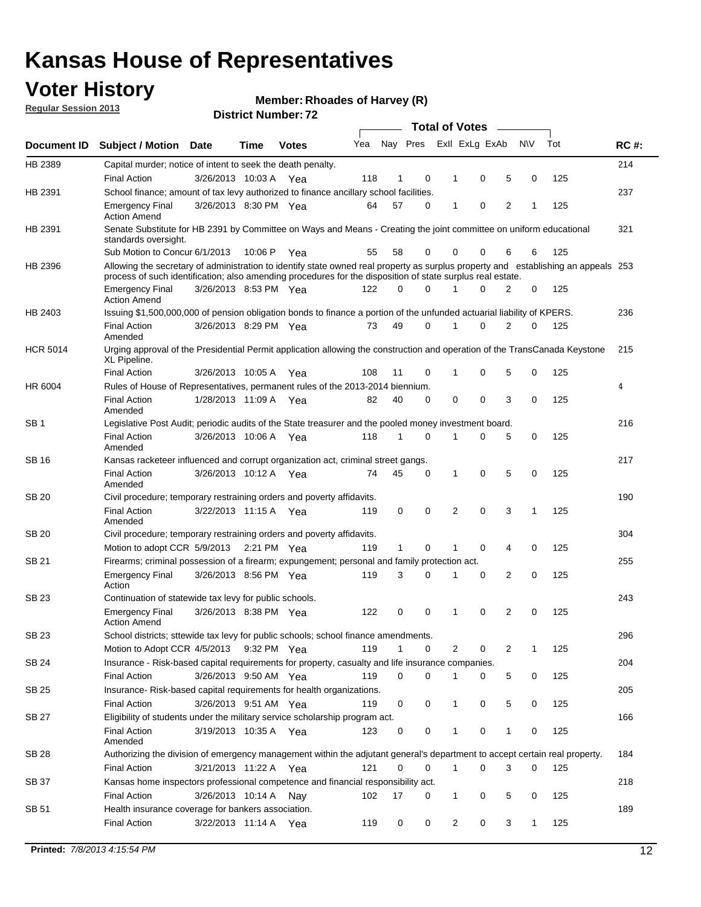# Kansas House of Representatives

## Voter History

**Regular Session 2013**

**Member: Rhoades of Harvey (R)**

**District Number: 72**

| Document ID | Subject / Motion | Date | Time | Votes | Yea | Nay | Pres | ExII | ExLg | ExAb | N\V | Tot | RC #: |
|---|---|---|---|---|---|---|---|---|---|---|---|---|---|
| HB 2389 | Capital murder; notice of intent to seek the death penalty. | | | | | | | | | | | | 214 |
| | Final Action | 3/26/2013 | 10:03 A | Yea | 118 | 1 | 0 | 1 | 0 | 5 | 0 | 125 | |
| HB 2391 | School finance; amount of tax levy authorized to finance ancillary school facilities. | | | | | | | | | | | | 237 |
| | Emergency Final Action Amend | 3/26/2013 | 8:30 PM | Yea | 64 | 57 | 0 | 1 | 0 | 2 | 1 | 125 | |
| HB 2391 | Senate Substitute for HB 2391 by Committee on Ways and Means - Creating the joint committee on uniform educational standards oversight. | | | | | | | | | | | | 321 |
| | Sub Motion to Concur | 6/1/2013 | 10:06 P | Yea | 55 | 58 | 0 | 0 | 0 | 6 | 6 | 125 | |
| HB 2396 | Allowing the secretary of administration to identify state owned real property as surplus property and establishing an appeals process of such identification; also amending procedures for the disposition of state surplus real estate. | | | | | | | | | | | | 253 |
| | Emergency Final Action Amend | 3/26/2013 | 8:53 PM | Yea | 122 | 0 | 0 | 1 | 0 | 2 | 0 | 125 | |
| HB 2403 | Issuing $1,500,000,000 of pension obligation bonds to finance a portion of the unfunded actuarial liability of KPERS. | | | | | | | | | | | | 236 |
| | Final Action Amended | 3/26/2013 | 8:29 PM | Yea | 73 | 49 | 0 | 1 | 0 | 2 | 0 | 125 | |
| HCR 5014 | Urging approval of the Presidential Permit application allowing the construction and operation of the TransCanada Keystone XL Pipeline. | | | | | | | | | | | | 215 |
| | Final Action | 3/26/2013 | 10:05 A | Yea | 108 | 11 | 0 | 1 | 0 | 5 | 0 | 125 | |
| HR 6004 | Rules of House of Representatives, permanent rules of the 2013-2014 biennium. | | | | | | | | | | | | 4 |
| | Final Action Amended | 1/28/2013 | 11:09 A | Yea | 82 | 40 | 0 | 0 | 0 | 3 | 0 | 125 | |
| SB 1 | Legislative Post Audit; periodic audits of the State treasurer and the pooled money investment board. | | | | | | | | | | | | 216 |
| | Final Action Amended | 3/26/2013 | 10:06 A | Yea | 118 | 1 | 0 | 1 | 0 | 5 | 0 | 125 | |
| SB 16 | Kansas racketeer influenced and corrupt organization act, criminal street gangs. | | | | | | | | | | | | 217 |
| | Final Action Amended | 3/26/2013 | 10:12 A | Yea | 74 | 45 | 0 | 1 | 0 | 5 | 0 | 125 | |
| SB 20 | Civil procedure; temporary restraining orders and poverty affidavits. | | | | | | | | | | | | 190 |
| | Final Action Amended | 3/22/2013 | 11:15 A | Yea | 119 | 0 | 0 | 2 | 0 | 3 | 1 | 125 | |
| SB 20 | Civil procedure; temporary restraining orders and poverty affidavits. | | | | | | | | | | | | 304 |
| | Motion to adopt CCR | 5/9/2013 | 2:21 PM | Yea | 119 | 1 | 0 | 1 | 0 | 4 | 0 | 125 | |
| SB 21 | Firearms; criminal possession of a firearm; expungement; personal and family protection act. | | | | | | | | | | | | 255 |
| | Emergency Final Action | 3/26/2013 | 8:56 PM | Yea | 119 | 3 | 0 | 1 | 0 | 2 | 0 | 125 | |
| SB 23 | Continuation of statewide tax levy for public schools. | | | | | | | | | | | | 243 |
| | Emergency Final Action Amend | 3/26/2013 | 8:38 PM | Yea | 122 | 0 | 0 | 1 | 0 | 2 | 0 | 125 | |
| SB 23 | School districts; sttewide tax levy for public schools; school finance amendments. | | | | | | | | | | | | 296 |
| | Motion to Adopt CCR | 4/5/2013 | 9:32 PM | Yea | 119 | 1 | 0 | 2 | 0 | 2 | 1 | 125 | |
| SB 24 | Insurance - Risk-based capital requirements for property, casualty and life insurance companies. | | | | | | | | | | | | 204 |
| | Final Action | 3/26/2013 | 9:50 AM | Yea | 119 | 0 | 0 | 1 | 0 | 5 | 0 | 125 | |
| SB 25 | Insurance- Risk-based capital requirements for health organizations. | | | | | | | | | | | | 205 |
| | Final Action | 3/26/2013 | 9:51 AM | Yea | 119 | 0 | 0 | 1 | 0 | 5 | 0 | 125 | |
| SB 27 | Eligibility of students under the military service scholarship program act. | | | | | | | | | | | | 166 |
| | Final Action Amended | 3/19/2013 | 10:35 A | Yea | 123 | 0 | 0 | 1 | 0 | 1 | 0 | 125 | |
| SB 28 | Authorizing the division of emergency management within the adjutant general's department to accept certain real property. | | | | | | | | | | | | 184 |
| | Final Action | 3/21/2013 | 11:22 A | Yea | 121 | 0 | 0 | 1 | 0 | 3 | 0 | 125 | |
| SB 37 | Kansas home inspectors professional competence and financial responsibility act. | | | | | | | | | | | | 218 |
| | Final Action | 3/26/2013 | 10:14 A | Nay | 102 | 17 | 0 | 1 | 0 | 5 | 0 | 125 | |
| SB 51 | Health insurance coverage for bankers association. | | | | | | | | | | | | 189 |
| | Final Action | 3/22/2013 | 11:14 A | Yea | 119 | 0 | 0 | 2 | 0 | 3 | 1 | 125 | |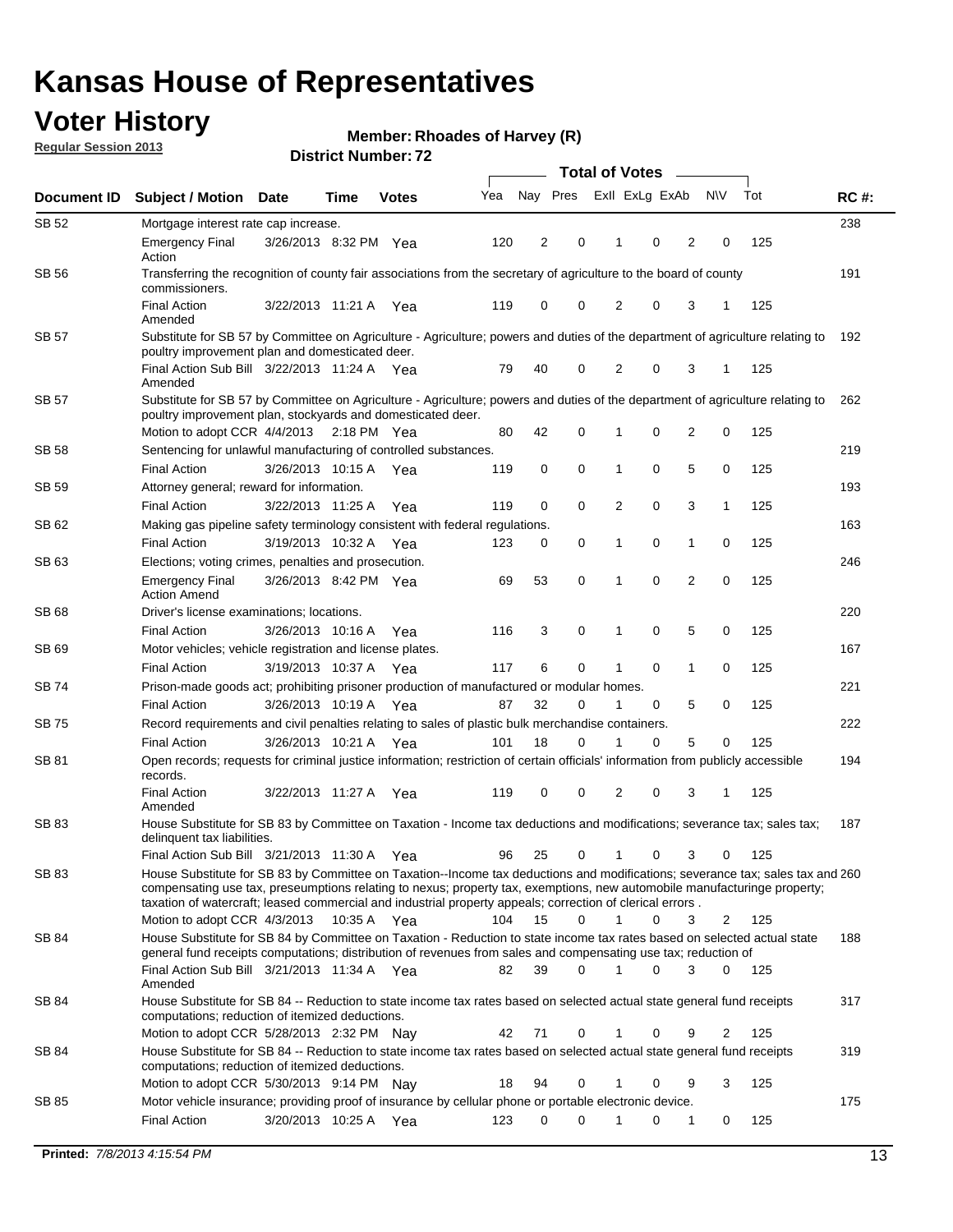# Kansas House of Representatives

## Voter History

**Regular Session 2013**

**Member: Rhoades of Harvey (R)**

**District Number: 72**

| Document ID | Subject / Motion | Date | Time | Votes | Yea | Nay | Pres | ExII | ExLg | ExAb | N\V | Tot | RC #: |
|---|---|---|---|---|---|---|---|---|---|---|---|---|---|
| SB 52 | Mortgage interest rate cap increase. | | | | | | | | | | | | 238 |
| | Emergency Final Action | 3/26/2013 | 8:32 PM | Yea | 120 | 2 | 0 | 1 | 0 | 2 | 0 | 125 | |
| SB 56 | Transferring the recognition of county fair associations from the secretary of agriculture to the board of county commissioners. | | | | | | | | | | | | 191 |
| | Final Action Amended | 3/22/2013 | 11:21 A | Yea | 119 | 0 | 0 | 2 | 0 | 3 | 1 | 125 | |
| SB 57 | Substitute for SB 57 by Committee on Agriculture - Agriculture; powers and duties of the department of agriculture relating to poultry improvement plan and domesticated deer. | | | | | | | | | | | | 192 |
| | Final Action Sub Bill Amended | 3/22/2013 | 11:24 A | Yea | 79 | 40 | 0 | 2 | 0 | 3 | 1 | 125 | |
| SB 57 | Substitute for SB 57 by Committee on Agriculture - Agriculture; powers and duties of the department of agriculture relating to poultry improvement plan, stockyards and domesticated deer. | | | | | | | | | | | | 262 |
| | Motion to adopt CCR | 4/4/2013 | 2:18 PM | Yea | 80 | 42 | 0 | 1 | 0 | 2 | 0 | 125 | |
| SB 58 | Sentencing for unlawful manufacturing of controlled substances. | | | | | | | | | | | | 219 |
| | Final Action | 3/26/2013 | 10:15 A | Yea | 119 | 0 | 0 | 1 | 0 | 5 | 0 | 125 | |
| SB 59 | Attorney general; reward for information. | | | | | | | | | | | | 193 |
| | Final Action | 3/22/2013 | 11:25 A | Yea | 119 | 0 | 0 | 2 | 0 | 3 | 1 | 125 | |
| SB 62 | Making gas pipeline safety terminology consistent with federal regulations. | | | | | | | | | | | | 163 |
| | Final Action | 3/19/2013 | 10:32 A | Yea | 123 | 0 | 0 | 1 | 0 | 1 | 0 | 125 | |
| SB 63 | Elections; voting crimes, penalties and prosecution. | | | | | | | | | | | | 246 |
| | Emergency Final Action Amend | 3/26/2013 | 8:42 PM | Yea | 69 | 53 | 0 | 1 | 0 | 2 | 0 | 125 | |
| SB 68 | Driver's license examinations; locations. | | | | | | | | | | | | 220 |
| | Final Action | 3/26/2013 | 10:16 A | Yea | 116 | 3 | 0 | 1 | 0 | 5 | 0 | 125 | |
| SB 69 | Motor vehicles; vehicle registration and license plates. | | | | | | | | | | | | 167 |
| | Final Action | 3/19/2013 | 10:37 A | Yea | 117 | 6 | 0 | 1 | 0 | 1 | 0 | 125 | |
| SB 74 | Prison-made goods act; prohibiting prisoner production of manufactured or modular homes. | | | | | | | | | | | | 221 |
| | Final Action | 3/26/2013 | 10:19 A | Yea | 87 | 32 | 0 | 1 | 0 | 5 | 0 | 125 | |
| SB 75 | Record requirements and civil penalties relating to sales of plastic bulk merchandise containers. | | | | | | | | | | | | 222 |
| | Final Action | 3/26/2013 | 10:21 A | Yea | 101 | 18 | 0 | 1 | 0 | 5 | 0 | 125 | |
| SB 81 | Open records; requests for criminal justice information; restriction of certain officials' information from publicly accessible records. | | | | | | | | | | | | 194 |
| | Final Action Amended | 3/22/2013 | 11:27 A | Yea | 119 | 0 | 0 | 2 | 0 | 3 | 1 | 125 | |
| SB 83 | House Substitute for SB 83 by Committee on Taxation - Income tax deductions and modifications; severance tax; sales tax; delinquent tax liabilities. | | | | | | | | | | | | 187 |
| | Final Action Sub Bill | 3/21/2013 | 11:30 A | Yea | 96 | 25 | 0 | 1 | 0 | 3 | 0 | 125 | |
| SB 83 | House Substitute for SB 83 by Committee on Taxation--Income tax deductions and modifications; severance tax; sales tax and compensating use tax, preseumptions relating to nexus; property tax, exemptions, new automobile manufacturinge property; taxation of watercraft; leased commercial and industrial property appeals; correction of clerical errors . | | | | | | | | | | | | 260 |
| | Motion to adopt CCR | 4/3/2013 | 10:35 A | Yea | 104 | 15 | 0 | 1 | 0 | 3 | 2 | 125 | |
| SB 84 | House Substitute for SB 84 by Committee on Taxation - Reduction to state income tax rates based on selected actual state general fund receipts computations; distribution of revenues from sales and compensating use tax; reduction of | | | | | | | | | | | | 188 |
| | Final Action Sub Bill Amended | 3/21/2013 | 11:34 A | Yea | 82 | 39 | 0 | 1 | 0 | 3 | 0 | 125 | |
| SB 84 | House Substitute for SB 84 -- Reduction to state income tax rates based on selected actual state general fund receipts computations; reduction of itemized deductions. | | | | | | | | | | | | 317 |
| | Motion to adopt CCR | 5/28/2013 | 2:32 PM | Nay | 42 | 71 | 0 | 1 | 0 | 9 | 2 | 125 | |
| SB 84 | House Substitute for SB 84 -- Reduction to state income tax rates based on selected actual state general fund receipts computations; reduction of itemized deductions. | | | | | | | | | | | | 319 |
| | Motion to adopt CCR | 5/30/2013 | 9:14 PM | Nay | 18 | 94 | 0 | 1 | 0 | 9 | 3 | 125 | |
| SB 85 | Motor vehicle insurance; providing proof of insurance by cellular phone or portable electronic device. | | | | | | | | | | | | 175 |
| | Final Action | 3/20/2013 | 10:25 A | Yea | 123 | 0 | 0 | 1 | 0 | 1 | 0 | 125 | |

**Printed:** 7/8/2013 4:15:54 PM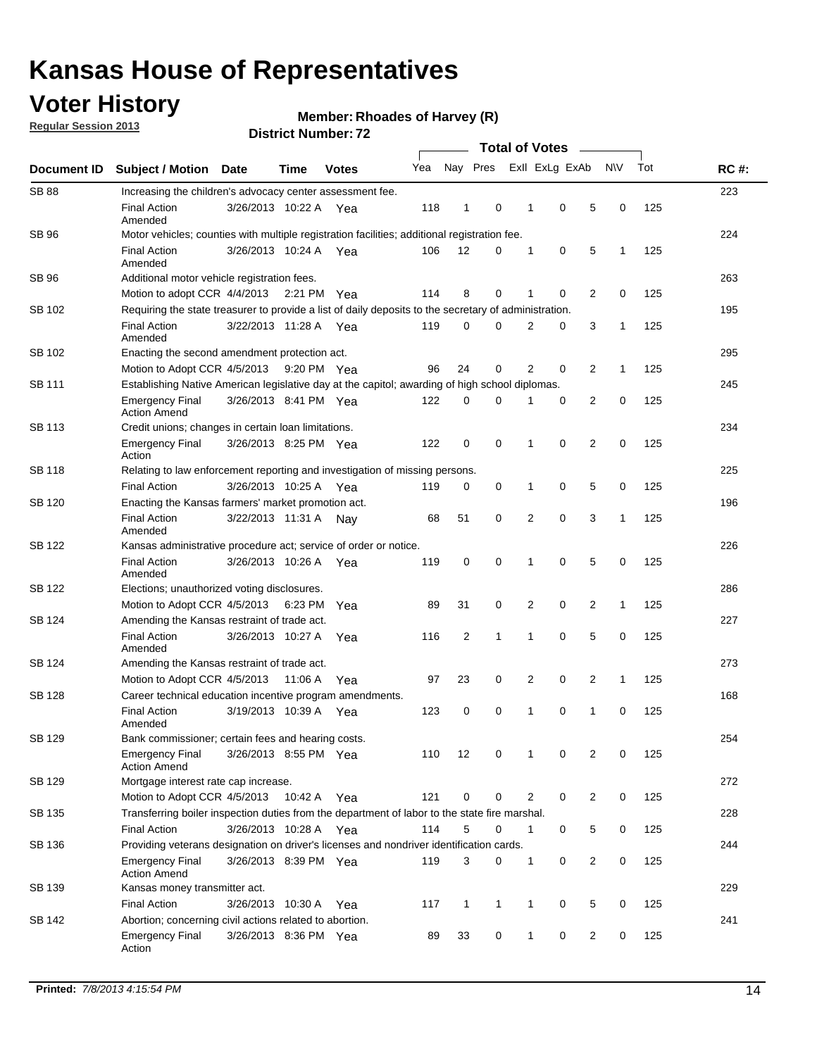# Kansas House of Representatives

## Voter History

**Regular Session 2013**

**Member: Rhoades of Harvey (R)**

**District Number: 72**

| Document ID | Subject / Motion | Date | Time | Votes | Yea | Nay | Pres | ExII | ExLg | ExAb | N\V | Tot | RC #: |
|---|---|---|---|---|---|---|---|---|---|---|---|---|---|
| SB 88 | Increasing the children's advocacy center assessment fee. | | | | | | | | | | | | 223 |
| | Final Action Amended | 3/26/2013 | 10:22 A | Yea | 118 | 1 | 0 | 1 | 0 | 5 | 0 | 125 | |
| SB 96 | Motor vehicles; counties with multiple registration facilities; additional registration fee. | | | | | | | | | | | | 224 |
| | Final Action Amended | 3/26/2013 | 10:24 A | Yea | 106 | 12 | 0 | 1 | 0 | 5 | 1 | 125 | |
| SB 96 | Additional motor vehicle registration fees. | | | | | | | | | | | | 263 |
| | Motion to adopt CCR | 4/4/2013 | 2:21 PM | Yea | 114 | 8 | 0 | 1 | 0 | 2 | 0 | 125 | |
| SB 102 | Requiring the state treasurer to provide a list of daily deposits to the secretary of administration. | | | | | | | | | | | | 195 |
| | Final Action Amended | 3/22/2013 | 11:28 A | Yea | 119 | 0 | 0 | 2 | 0 | 3 | 1 | 125 | |
| SB 102 | Enacting the second amendment protection act. | | | | | | | | | | | | 295 |
| | Motion to Adopt CCR | 4/5/2013 | 9:20 PM | Yea | 96 | 24 | 0 | 2 | 0 | 2 | 1 | 125 | |
| SB 111 | Establishing Native American legislative day at the capitol; awarding of high school diplomas. | | | | | | | | | | | | 245 |
| | Emergency Final Action Amend | 3/26/2013 | 8:41 PM | Yea | 122 | 0 | 0 | 1 | 0 | 2 | 0 | 125 | |
| SB 113 | Credit unions; changes in certain loan limitations. | | | | | | | | | | | | 234 |
| | Emergency Final Action | 3/26/2013 | 8:25 PM | Yea | 122 | 0 | 0 | 1 | 0 | 2 | 0 | 125 | |
| SB 118 | Relating to law enforcement reporting and investigation of missing persons. | | | | | | | | | | | | 225 |
| | Final Action | 3/26/2013 | 10:25 A | Yea | 119 | 0 | 0 | 1 | 0 | 5 | 0 | 125 | |
| SB 120 | Enacting the Kansas farmers' market promotion act. | | | | | | | | | | | | 196 |
| | Final Action Amended | 3/22/2013 | 11:31 A | Nay | 68 | 51 | 0 | 2 | 0 | 3 | 1 | 125 | |
| SB 122 | Kansas administrative procedure act; service of order or notice. | | | | | | | | | | | | 226 |
| | Final Action Amended | 3/26/2013 | 10:26 A | Yea | 119 | 0 | 0 | 1 | 0 | 5 | 0 | 125 | |
| SB 122 | Elections; unauthorized voting disclosures. | | | | | | | | | | | | 286 |
| | Motion to Adopt CCR | 4/5/2013 | 6:23 PM | Yea | 89 | 31 | 0 | 2 | 0 | 2 | 1 | 125 | |
| SB 124 | Amending the Kansas restraint of trade act. | | | | | | | | | | | | 227 |
| | Final Action Amended | 3/26/2013 | 10:27 A | Yea | 116 | 2 | 1 | 1 | 0 | 5 | 0 | 125 | |
| SB 124 | Amending the Kansas restraint of trade act. | | | | | | | | | | | | 273 |
| | Motion to Adopt CCR | 4/5/2013 | 11:06 A | Yea | 97 | 23 | 0 | 2 | 0 | 2 | 1 | 125 | |
| SB 128 | Career technical education incentive program amendments. | | | | | | | | | | | | 168 |
| | Final Action Amended | 3/19/2013 | 10:39 A | Yea | 123 | 0 | 0 | 1 | 0 | 1 | 0 | 125 | |
| SB 129 | Bank commissioner; certain fees and hearing costs. | | | | | | | | | | | | 254 |
| | Emergency Final Action Amend | 3/26/2013 | 8:55 PM | Yea | 110 | 12 | 0 | 1 | 0 | 2 | 0 | 125 | |
| SB 129 | Mortgage interest rate cap increase. | | | | | | | | | | | | 272 |
| | Motion to Adopt CCR | 4/5/2013 | 10:42 A | Yea | 121 | 0 | 0 | 2 | 0 | 2 | 0 | 125 | |
| SB 135 | Transferring boiler inspection duties from the department of labor to the state fire marshal. | | | | | | | | | | | | 228 |
| | Final Action | 3/26/2013 | 10:28 A | Yea | 114 | 5 | 0 | 1 | 0 | 5 | 0 | 125 | |
| SB 136 | Providing veterans designation on driver's licenses and nondriver identification cards. | | | | | | | | | | | | 244 |
| | Emergency Final Action Amend | 3/26/2013 | 8:39 PM | Yea | 119 | 3 | 0 | 1 | 0 | 2 | 0 | 125 | |
| SB 139 | Kansas money transmitter act. | | | | | | | | | | | | 229 |
| | Final Action | 3/26/2013 | 10:30 A | Yea | 117 | 1 | 1 | 1 | 0 | 5 | 0 | 125 | |
| SB 142 | Abortion; concerning civil actions related to abortion. | | | | | | | | | | | | 241 |
| | Emergency Final Action | 3/26/2013 | 8:36 PM | Yea | 89 | 33 | 0 | 1 | 0 | 2 | 0 | 125 | |

**Printed:** *7/8/2013 4:15:54 PM*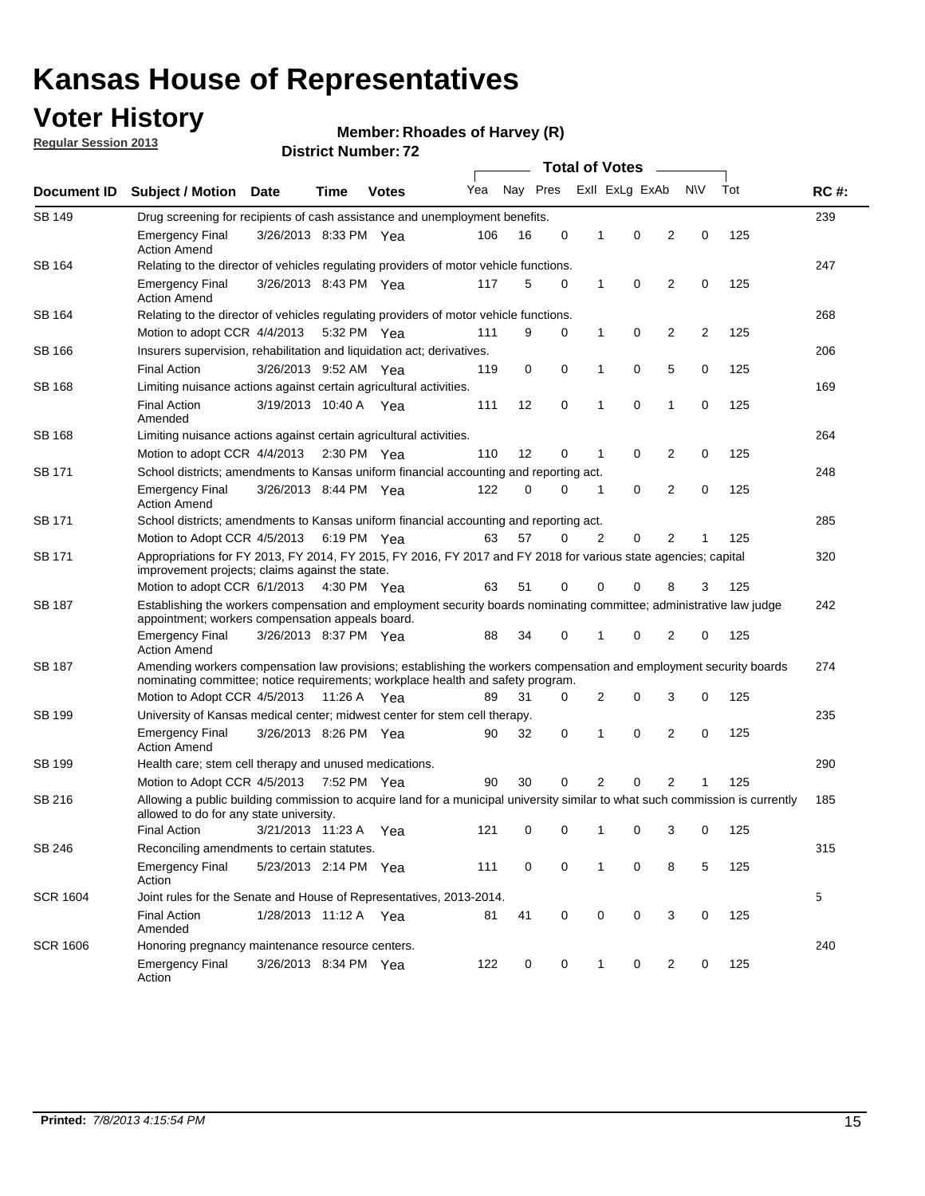# Kansas House of Representatives

## Voter History

**Regular Session 2013**

**Member: Rhoades of Harvey (R)**

**District Number: 72**

| Document ID | Subject / Motion | Date | Time | Votes | Yea | Nay | Pres | ExII | ExLg | ExAb | N\V | Tot | RC #: |
|---|---|---|---|---|---|---|---|---|---|---|---|---|---|
| SB 149 | Drug screening for recipients of cash assistance and unemployment benefits. | | | | | | | | | | | | 239 |
| | Emergency Final Action Amend | 3/26/2013 | 8:33 PM | Yea | 106 | 16 | 0 | 1 | 0 | 2 | 0 | 125 | |
| SB 164 | Relating to the director of vehicles regulating providers of motor vehicle functions. | | | | | | | | | | | | 247 |
| | Emergency Final Action Amend | 3/26/2013 | 8:43 PM | Yea | 117 | 5 | 0 | 1 | 0 | 2 | 0 | 125 | |
| SB 164 | Relating to the director of vehicles regulating providers of motor vehicle functions. | | | | | | | | | | | | 268 |
| | Motion to adopt CCR | 4/4/2013 | 5:32 PM | Yea | 111 | 9 | 0 | 1 | 0 | 2 | 2 | 125 | |
| SB 166 | Insurers supervision, rehabilitation and liquidation act; derivatives. | | | | | | | | | | | | 206 |
| | Final Action | 3/26/2013 | 9:52 AM | Yea | 119 | 0 | 0 | 1 | 0 | 5 | 0 | 125 | |
| SB 168 | Limiting nuisance actions against certain agricultural activities. | | | | | | | | | | | | 169 |
| | Final Action Amended | 3/19/2013 | 10:40 A | Yea | 111 | 12 | 0 | 1 | 0 | 1 | 0 | 125 | |
| SB 168 | Limiting nuisance actions against certain agricultural activities. | | | | | | | | | | | | 264 |
| | Motion to adopt CCR | 4/4/2013 | 2:30 PM | Yea | 110 | 12 | 0 | 1 | 0 | 2 | 0 | 125 | |
| SB 171 | School districts; amendments to Kansas uniform financial accounting and reporting act. | | | | | | | | | | | | 248 |
| | Emergency Final Action Amend | 3/26/2013 | 8:44 PM | Yea | 122 | 0 | 0 | 1 | 0 | 2 | 0 | 125 | |
| SB 171 | School districts; amendments to Kansas uniform financial accounting and reporting act. | | | | | | | | | | | | 285 |
| | Motion to Adopt CCR | 4/5/2013 | 6:19 PM | Yea | 63 | 57 | 0 | 2 | 0 | 2 | 1 | 125 | |
| SB 171 | Appropriations for FY 2013, FY 2014, FY 2015, FY 2016, FY 2017 and FY 2018 for various state agencies; capital improvement projects; claims against the state. | | | | | | | | | | | | 320 |
| | Motion to adopt CCR | 6/1/2013 | 4:30 PM | Yea | 63 | 51 | 0 | 0 | 0 | 8 | 3 | 125 | |
| SB 187 | Establishing the workers compensation and employment security boards nominating committee; administrative law judge appointment; workers compensation appeals board. | | | | | | | | | | | | 242 |
| | Emergency Final Action Amend | 3/26/2013 | 8:37 PM | Yea | 88 | 34 | 0 | 1 | 0 | 2 | 0 | 125 | |
| SB 187 | Amending workers compensation law provisions; establishing the workers compensation and employment security boards nominating committee; notice requirements; workplace health and safety program. | | | | | | | | | | | | 274 |
| | Motion to Adopt CCR | 4/5/2013 | 11:26 A | Yea | 89 | 31 | 0 | 2 | 0 | 3 | 0 | 125 | |
| SB 199 | University of Kansas medical center; midwest center for stem cell therapy. | | | | | | | | | | | | 235 |
| | Emergency Final Action Amend | 3/26/2013 | 8:26 PM | Yea | 90 | 32 | 0 | 1 | 0 | 2 | 0 | 125 | |
| SB 199 | Health care; stem cell therapy and unused medications. | | | | | | | | | | | | 290 |
| | Motion to Adopt CCR | 4/5/2013 | 7:52 PM | Yea | 90 | 30 | 0 | 2 | 0 | 2 | 1 | 125 | |
| SB 216 | Allowing a public building commission to acquire land for a municipal university similar to what such commission is currently allowed to do for any state university. | | | | | | | | | | | | 185 |
| | Final Action | 3/21/2013 | 11:23 A | Yea | 121 | 0 | 0 | 1 | 0 | 3 | 0 | 125 | |
| SB 246 | Reconciling amendments to certain statutes. | | | | | | | | | | | | 315 |
| | Emergency Final Action | 5/23/2013 | 2:14 PM | Yea | 111 | 0 | 0 | 1 | 0 | 8 | 5 | 125 | |
| SCR 1604 | Joint rules for the Senate and House of Representatives, 2013-2014. | | | | | | | | | | | | 5 |
| | Final Action Amended | 1/28/2013 | 11:12 A | Yea | 81 | 41 | 0 | 0 | 0 | 3 | 0 | 125 | |
| SCR 1606 | Honoring pregnancy maintenance resource centers. | | | | | | | | | | | | 240 |
| | Emergency Final Action | 3/26/2013 | 8:34 PM | Yea | 122 | 0 | 0 | 1 | 0 | 2 | 0 | 125 | |

**Printed:** *7/8/2013 4:15:54 PM*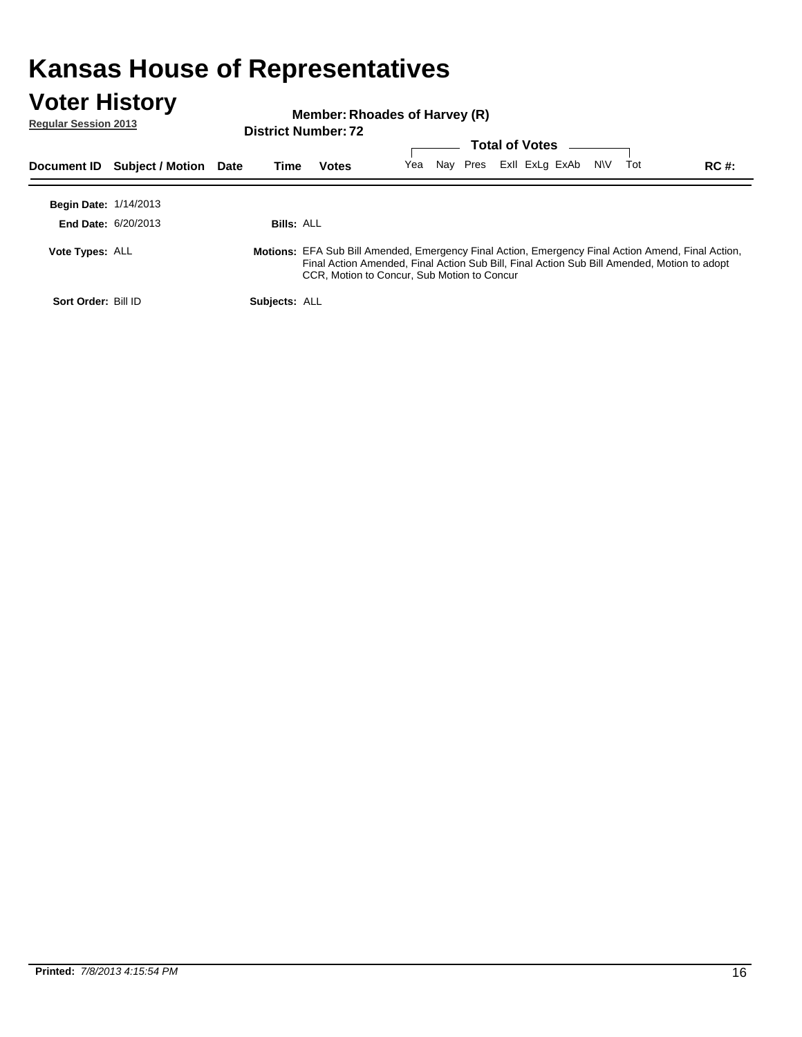# Kansas House of Representatives

## Voter History

**Regular Session 2013**

**Member: Rhoades of Harvey (R)**

**District Number: 72**

| Document ID | Subject / Motion | Date | Time | Votes | Yea | Nay | Pres | ExII | ExLg | ExAb | N\V | Tot | RC #: |
|---|---|---|---|---|---|---|---|---|---|---|---|---|---|

(Yea through Tot: **Total of Votes**)

**Begin Date:** 1/14/2013

**End Date:** 6/20/2013

**Bills:** ALL

**Vote Types:** ALL

**Motions:** EFA Sub Bill Amended, Emergency Final Action, Emergency Final Action Amend, Final Action, Final Action Amended, Final Action Sub Bill, Final Action Sub Bill Amended, Motion to adopt CCR, Motion to Concur, Sub Motion to Concur

**Sort Order:** Bill ID

**Subjects:** ALL

**Printed:** *7/8/2013 4:15:54 PM*